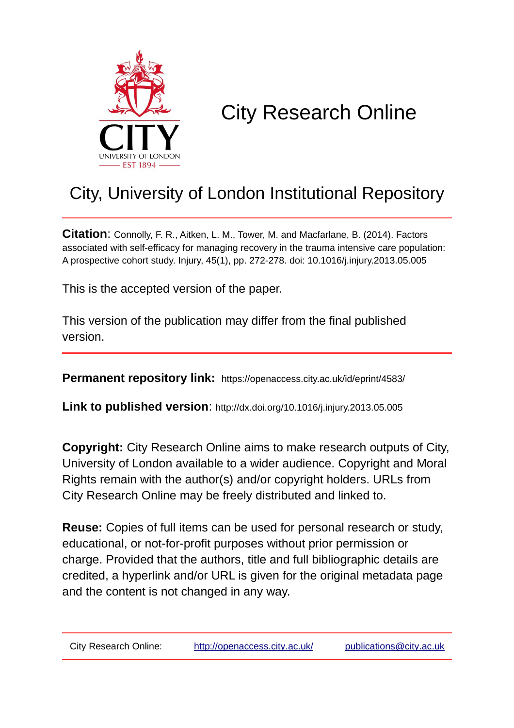CITY
UNIVERSITY OF LONDON
EST 1894

# City Research Online

## City, University of London Institutional Repository

**Citation**: Connolly, F. R., Aitken, L. M., Tower, M. and Macfarlane, B. (2014). Factors associated with self-efficacy for managing recovery in the trauma intensive care population: A prospective cohort study. Injury, 45(1), pp. 272-278. doi: 10.1016/j.injury.2013.05.005

This is the accepted version of the paper.

This version of the publication may differ from the final published version.

**Permanent repository link:** https://openaccess.city.ac.uk/id/eprint/4583/

**Link to published version**: http://dx.doi.org/10.1016/j.injury.2013.05.005

**Copyright:** City Research Online aims to make research outputs of City, University of London available to a wider audience. Copyright and Moral Rights remain with the author(s) and/or copyright holders. URLs from City Research Online may be freely distributed and linked to.

**Reuse:** Copies of full items can be used for personal research or study, educational, or not-for-profit purposes without prior permission or charge. Provided that the authors, title and full bibliographic details are credited, a hyperlink and/or URL is given for the original metadata page and the content is not changed in any way.

City Research Online: http://openaccess.city.ac.uk/ publications@city.ac.uk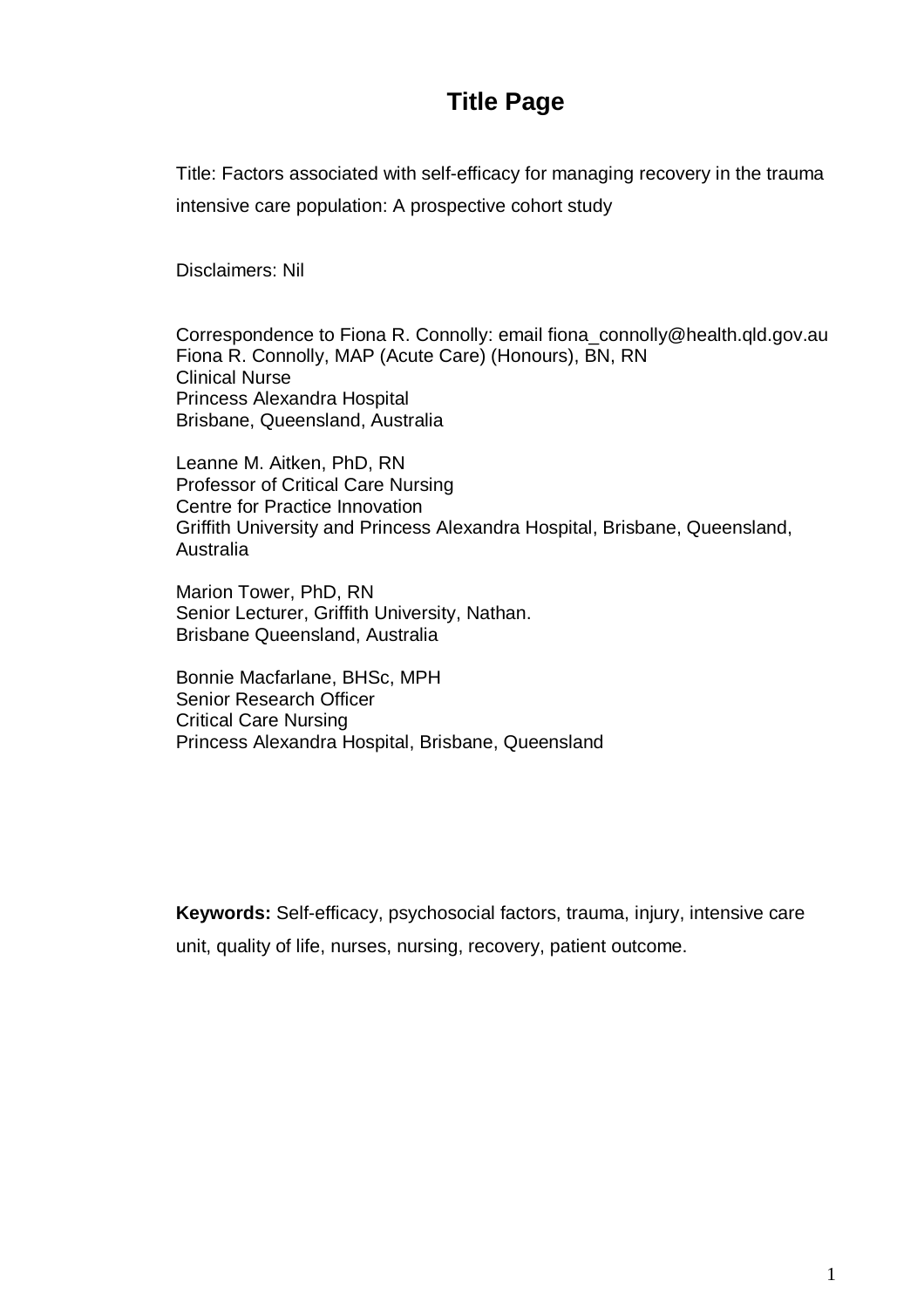# Title Page

Title: Factors associated with self-efficacy for managing recovery in the trauma intensive care population: A prospective cohort study

Disclaimers: Nil

Correspondence to Fiona R. Connolly: email fiona_connolly@health.qld.gov.au
Fiona R. Connolly, MAP (Acute Care) (Honours), BN, RN
Clinical Nurse
Princess Alexandra Hospital
Brisbane, Queensland, Australia

Leanne M. Aitken, PhD, RN
Professor of Critical Care Nursing
Centre for Practice Innovation
Griffith University and Princess Alexandra Hospital, Brisbane, Queensland, Australia

Marion Tower, PhD, RN
Senior Lecturer, Griffith University, Nathan.
Brisbane Queensland, Australia

Bonnie Macfarlane, BHSc, MPH
Senior Research Officer
Critical Care Nursing
Princess Alexandra Hospital, Brisbane, Queensland

**Keywords:** Self-efficacy, psychosocial factors, trauma, injury, intensive care unit, quality of life, nurses, nursing, recovery, patient outcome.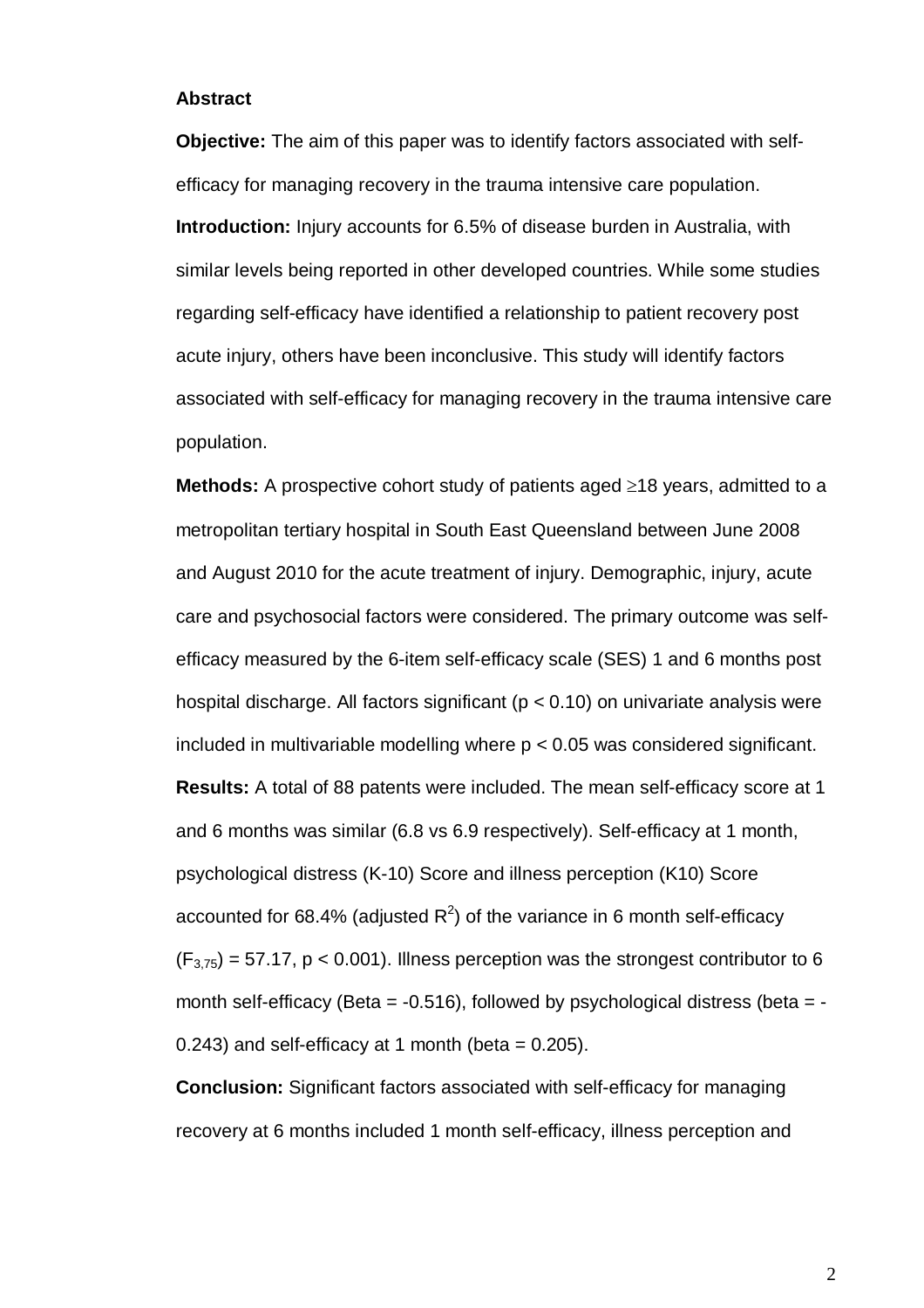**Abstract**

**Objective:** The aim of this paper was to identify factors associated with self-efficacy for managing recovery in the trauma intensive care population.

**Introduction:** Injury accounts for 6.5% of disease burden in Australia, with similar levels being reported in other developed countries. While some studies regarding self-efficacy have identified a relationship to patient recovery post acute injury, others have been inconclusive. This study will identify factors associated with self-efficacy for managing recovery in the trauma intensive care population.

**Methods:** A prospective cohort study of patients aged $\geq$18 years, admitted to a metropolitan tertiary hospital in South East Queensland between June 2008 and August 2010 for the acute treatment of injury. Demographic, injury, acute care and psychosocial factors were considered. The primary outcome was self-efficacy measured by the 6-item self-efficacy scale (SES) 1 and 6 months post hospital discharge. All factors significant ($p < 0.10$) on univariate analysis were included in multivariable modelling where $p < 0.05$ was considered significant.

**Results:** A total of 88 patents were included. The mean self-efficacy score at 1 and 6 months was similar (6.8 vs 6.9 respectively). Self-efficacy at 1 month, psychological distress (K-10) Score and illness perception (K10) Score accounted for 68.4% (adjusted $R^2$) of the variance in 6 month self-efficacy ($F_{3,75}$) = 57.17, $p < 0.001$). Illness perception was the strongest contributor to 6 month self-efficacy (Beta = -0.516), followed by psychological distress (beta = -0.243) and self-efficacy at 1 month (beta = 0.205).

**Conclusion:** Significant factors associated with self-efficacy for managing recovery at 6 months included 1 month self-efficacy, illness perception and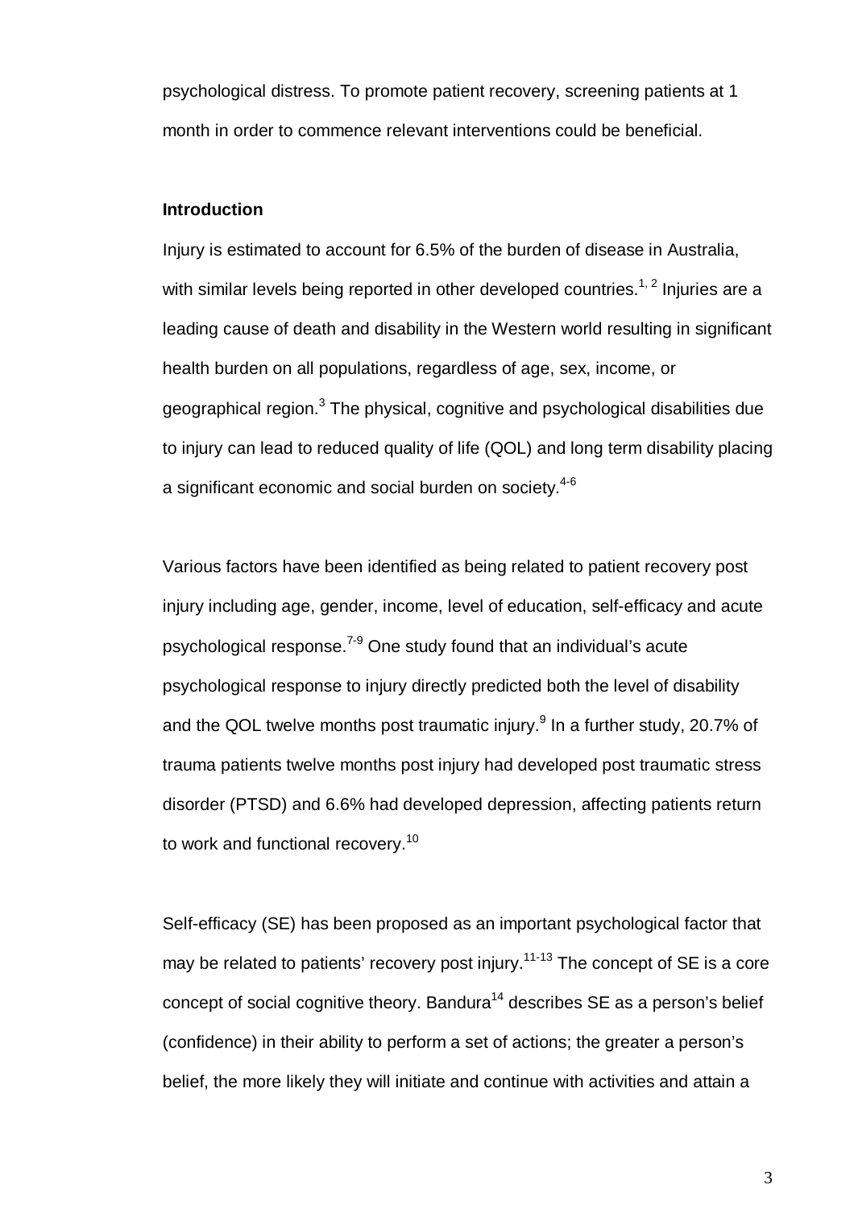psychological distress. To promote patient recovery, screening patients at 1 month in order to commence relevant interventions could be beneficial.

**Introduction**

Injury is estimated to account for 6.5% of the burden of disease in Australia, with similar levels being reported in other developed countries.[1, 2] Injuries are a leading cause of death and disability in the Western world resulting in significant health burden on all populations, regardless of age, sex, income, or geographical region.[3] The physical, cognitive and psychological disabilities due to injury can lead to reduced quality of life (QOL) and long term disability placing a significant economic and social burden on society.[4-6]

Various factors have been identified as being related to patient recovery post injury including age, gender, income, level of education, self-efficacy and acute psychological response.[7-9] One study found that an individual's acute psychological response to injury directly predicted both the level of disability and the QOL twelve months post traumatic injury.[9] In a further study, 20.7% of trauma patients twelve months post injury had developed post traumatic stress disorder (PTSD) and 6.6% had developed depression, affecting patients return to work and functional recovery.[10]

Self-efficacy (SE) has been proposed as an important psychological factor that may be related to patients' recovery post injury.[11-13] The concept of SE is a core concept of social cognitive theory. Bandura[14] describes SE as a person's belief (confidence) in their ability to perform a set of actions; the greater a person's belief, the more likely they will initiate and continue with activities and attain a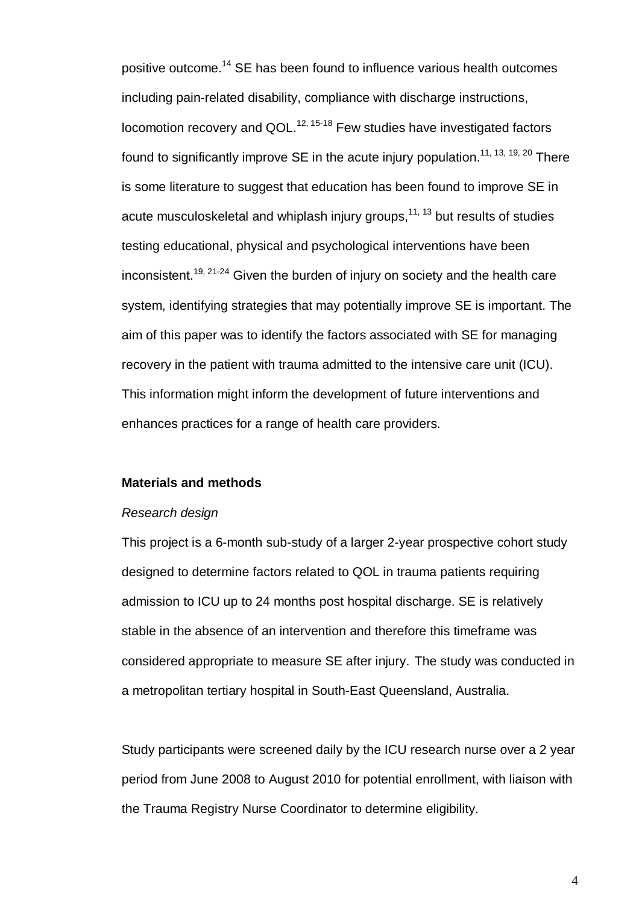positive outcome.[14] SE has been found to influence various health outcomes including pain-related disability, compliance with discharge instructions, locomotion recovery and QOL.[12, 15-18] Few studies have investigated factors found to significantly improve SE in the acute injury population.[11, 13, 19, 20] There is some literature to suggest that education has been found to improve SE in acute musculoskeletal and whiplash injury groups,[11, 13] but results of studies testing educational, physical and psychological interventions have been inconsistent.[19, 21-24] Given the burden of injury on society and the health care system, identifying strategies that may potentially improve SE is important. The aim of this paper was to identify the factors associated with SE for managing recovery in the patient with trauma admitted to the intensive care unit (ICU). This information might inform the development of future interventions and enhances practices for a range of health care providers.

## Materials and methods

### *Research design*

This project is a 6-month sub-study of a larger 2-year prospective cohort study designed to determine factors related to QOL in trauma patients requiring admission to ICU up to 24 months post hospital discharge. SE is relatively stable in the absence of an intervention and therefore this timeframe was considered appropriate to measure SE after injury. The study was conducted in a metropolitan tertiary hospital in South-East Queensland, Australia.

Study participants were screened daily by the ICU research nurse over a 2 year period from June 2008 to August 2010 for potential enrollment, with liaison with the Trauma Registry Nurse Coordinator to determine eligibility.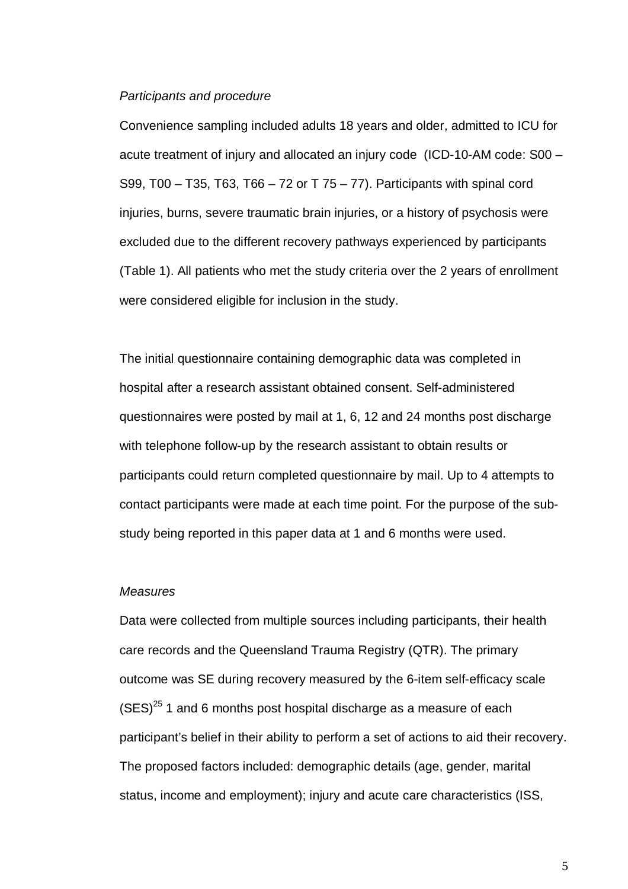*Participants and procedure*

Convenience sampling included adults 18 years and older, admitted to ICU for acute treatment of injury and allocated an injury code (ICD-10-AM code: S00 – S99, T00 – T35, T63, T66 – 72 or T 75 – 77). Participants with spinal cord injuries, burns, severe traumatic brain injuries, or a history of psychosis were excluded due to the different recovery pathways experienced by participants (Table 1). All patients who met the study criteria over the 2 years of enrollment were considered eligible for inclusion in the study.

The initial questionnaire containing demographic data was completed in hospital after a research assistant obtained consent. Self-administered questionnaires were posted by mail at 1, 6, 12 and 24 months post discharge with telephone follow-up by the research assistant to obtain results or participants could return completed questionnaire by mail. Up to 4 attempts to contact participants were made at each time point. For the purpose of the sub-study being reported in this paper data at 1 and 6 months were used.

*Measures*

Data were collected from multiple sources including participants, their health care records and the Queensland Trauma Registry (QTR). The primary outcome was SE during recovery measured by the 6-item self-efficacy scale (SES)[25] 1 and 6 months post hospital discharge as a measure of each participant's belief in their ability to perform a set of actions to aid their recovery. The proposed factors included: demographic details (age, gender, marital status, income and employment); injury and acute care characteristics (ISS,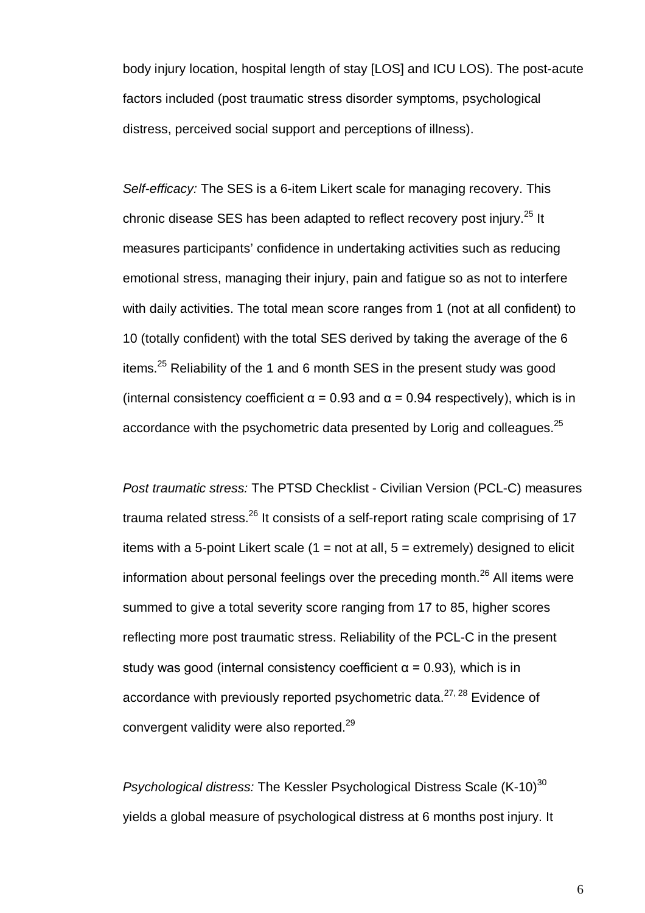body injury location, hospital length of stay [LOS] and ICU LOS). The post-acute factors included (post traumatic stress disorder symptoms, psychological distress, perceived social support and perceptions of illness).

*Self-efficacy:* The SES is a 6-item Likert scale for managing recovery. This chronic disease SES has been adapted to reflect recovery post injury.[25] It measures participants' confidence in undertaking activities such as reducing emotional stress, managing their injury, pain and fatigue so as not to interfere with daily activities. The total mean score ranges from 1 (not at all confident) to 10 (totally confident) with the total SES derived by taking the average of the 6 items.[25] Reliability of the 1 and 6 month SES in the present study was good (internal consistency coefficient $\alpha = 0.93$ and $\alpha = 0.94$ respectively), which is in accordance with the psychometric data presented by Lorig and colleagues.[25]

*Post traumatic stress:* The PTSD Checklist - Civilian Version (PCL-C) measures trauma related stress.[26] It consists of a self-report rating scale comprising of 17 items with a 5-point Likert scale (1 = not at all, 5 = extremely) designed to elicit information about personal feelings over the preceding month.[26] All items were summed to give a total severity score ranging from 17 to 85, higher scores reflecting more post traumatic stress. Reliability of the PCL-C in the present study was good (internal consistency coefficient $\alpha = 0.93$)*,* which is in accordance with previously reported psychometric data.[27, 28] Evidence of convergent validity were also reported.[29]

*Psychological distress:* The Kessler Psychological Distress Scale (K-10)[30] yields a global measure of psychological distress at 6 months post injury. It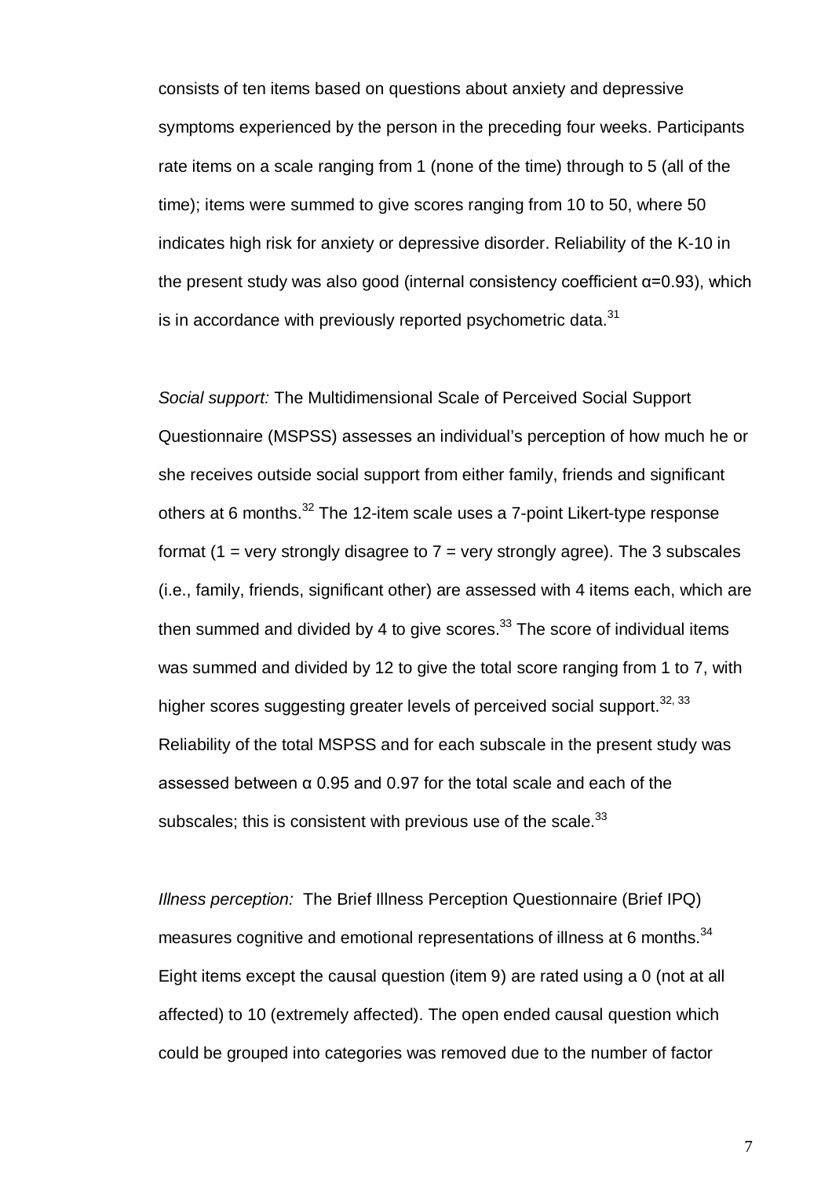consists of ten items based on questions about anxiety and depressive symptoms experienced by the person in the preceding four weeks. Participants rate items on a scale ranging from 1 (none of the time) through to 5 (all of the time); items were summed to give scores ranging from 10 to 50, where 50 indicates high risk for anxiety or depressive disorder. Reliability of the K-10 in the present study was also good (internal consistency coefficient $\alpha$=0.93), which is in accordance with previously reported psychometric data.[31]

*Social support:* The Multidimensional Scale of Perceived Social Support Questionnaire (MSPSS) assesses an individual's perception of how much he or she receives outside social support from either family, friends and significant others at 6 months.[32] The 12-item scale uses a 7-point Likert-type response format (1 = very strongly disagree to 7 = very strongly agree). The 3 subscales (i.e., family, friends, significant other) are assessed with 4 items each, which are then summed and divided by 4 to give scores.[33] The score of individual items was summed and divided by 12 to give the total score ranging from 1 to 7, with higher scores suggesting greater levels of perceived social support.[32, 33] Reliability of the total MSPSS and for each subscale in the present study was assessed between $\alpha$ 0.95 and 0.97 for the total scale and each of the subscales; this is consistent with previous use of the scale.[33]

*Illness perception:* The Brief Illness Perception Questionnaire (Brief IPQ) measures cognitive and emotional representations of illness at 6 months.[34] Eight items except the causal question (item 9) are rated using a 0 (not at all affected) to 10 (extremely affected). The open ended causal question which could be grouped into categories was removed due to the number of factor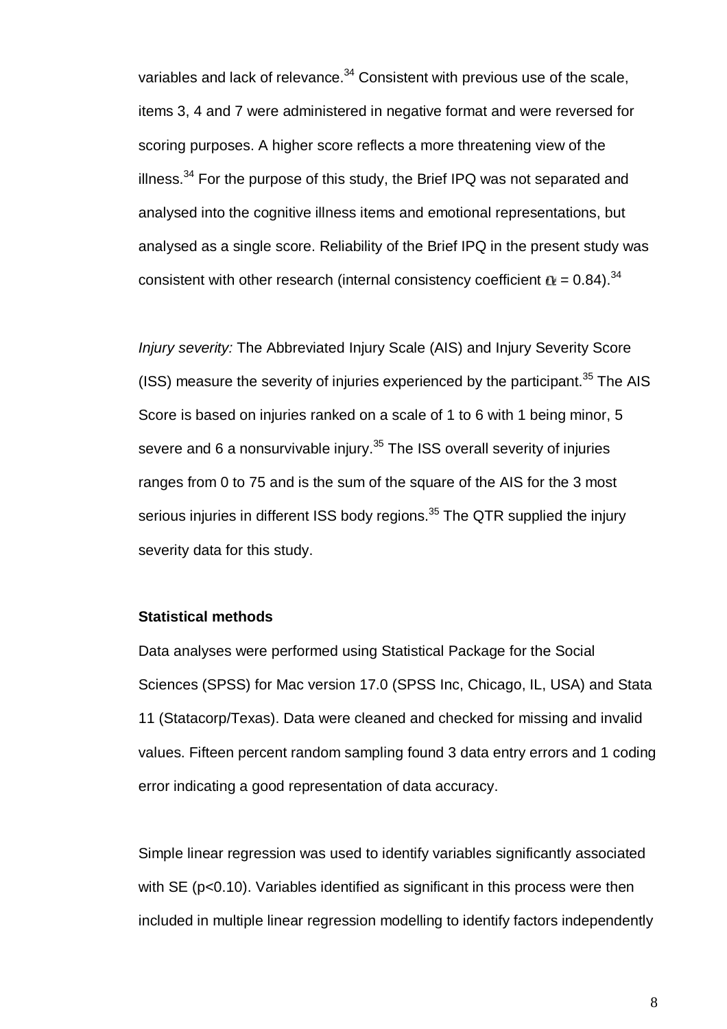variables and lack of relevance.[34] Consistent with previous use of the scale, items 3, 4 and 7 were administered in negative format and were reversed for scoring purposes. A higher score reflects a more threatening view of the illness.[34] For the purpose of this study, the Brief IPQ was not separated and analysed into the cognitive illness items and emotional representations, but analysed as a single score. Reliability of the Brief IPQ in the present study was consistent with other research (internal consistency coefficient $\alpha = 0.84$).[34]

*Injury severity:* The Abbreviated Injury Scale (AIS) and Injury Severity Score (ISS) measure the severity of injuries experienced by the participant.[35] The AIS Score is based on injuries ranked on a scale of 1 to 6 with 1 being minor, 5 severe and 6 a nonsurvivable injury.[35] The ISS overall severity of injuries ranges from 0 to 75 and is the sum of the square of the AIS for the 3 most serious injuries in different ISS body regions.[35] The QTR supplied the injury severity data for this study.

**Statistical methods**

Data analyses were performed using Statistical Package for the Social Sciences (SPSS) for Mac version 17.0 (SPSS Inc, Chicago, IL, USA) and Stata 11 (Statacorp/Texas). Data were cleaned and checked for missing and invalid values. Fifteen percent random sampling found 3 data entry errors and 1 coding error indicating a good representation of data accuracy.

Simple linear regression was used to identify variables significantly associated with SE ($p<0.10$). Variables identified as significant in this process were then included in multiple linear regression modelling to identify factors independently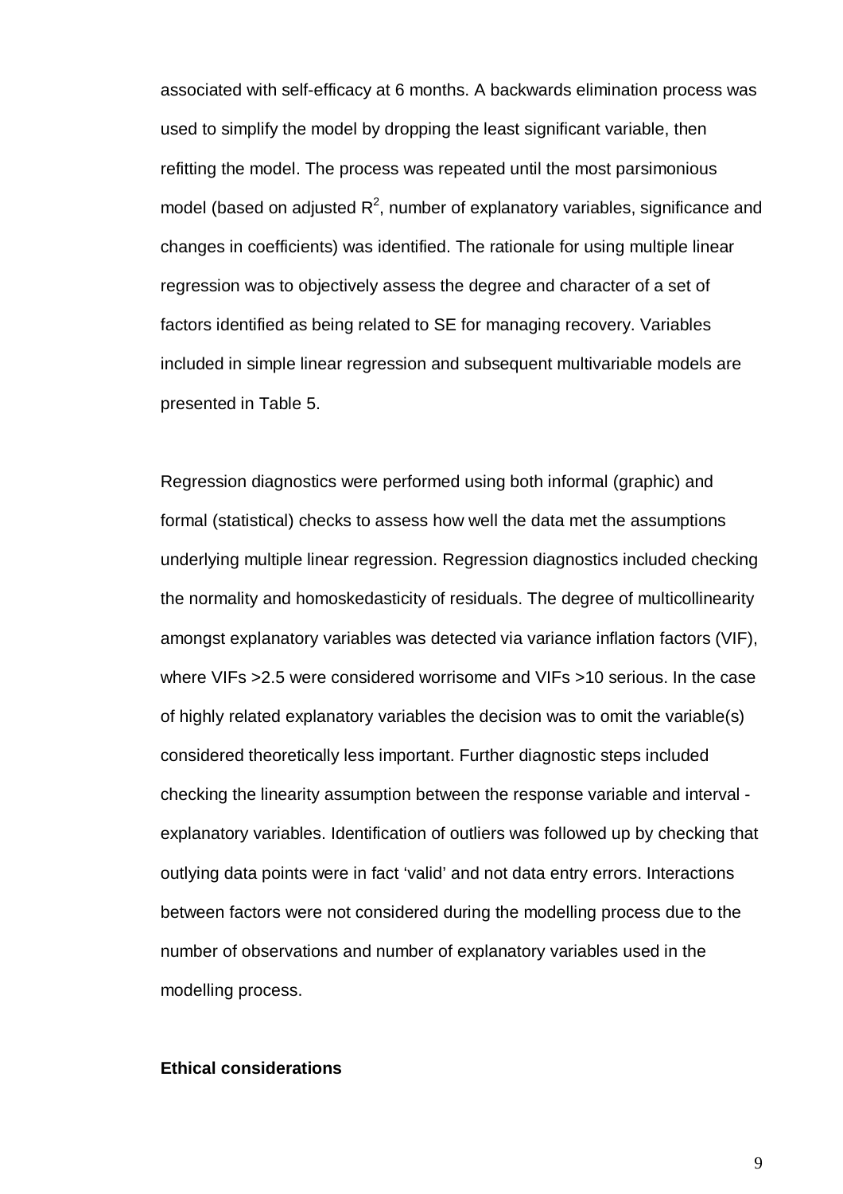associated with self-efficacy at 6 months. A backwards elimination process was used to simplify the model by dropping the least significant variable, then refitting the model. The process was repeated until the most parsimonious model (based on adjusted $R^2$, number of explanatory variables, significance and changes in coefficients) was identified. The rationale for using multiple linear regression was to objectively assess the degree and character of a set of factors identified as being related to SE for managing recovery. Variables included in simple linear regression and subsequent multivariable models are presented in Table 5.

Regression diagnostics were performed using both informal (graphic) and formal (statistical) checks to assess how well the data met the assumptions underlying multiple linear regression. Regression diagnostics included checking the normality and homoskedasticity of residuals. The degree of multicollinearity amongst explanatory variables was detected via variance inflation factors (VIF), where VIFs >2.5 were considered worrisome and VIFs >10 serious. In the case of highly related explanatory variables the decision was to omit the variable(s) considered theoretically less important. Further diagnostic steps included checking the linearity assumption between the response variable and interval - explanatory variables. Identification of outliers was followed up by checking that outlying data points were in fact 'valid' and not data entry errors. Interactions between factors were not considered during the modelling process due to the number of observations and number of explanatory variables used in the modelling process.

**Ethical considerations**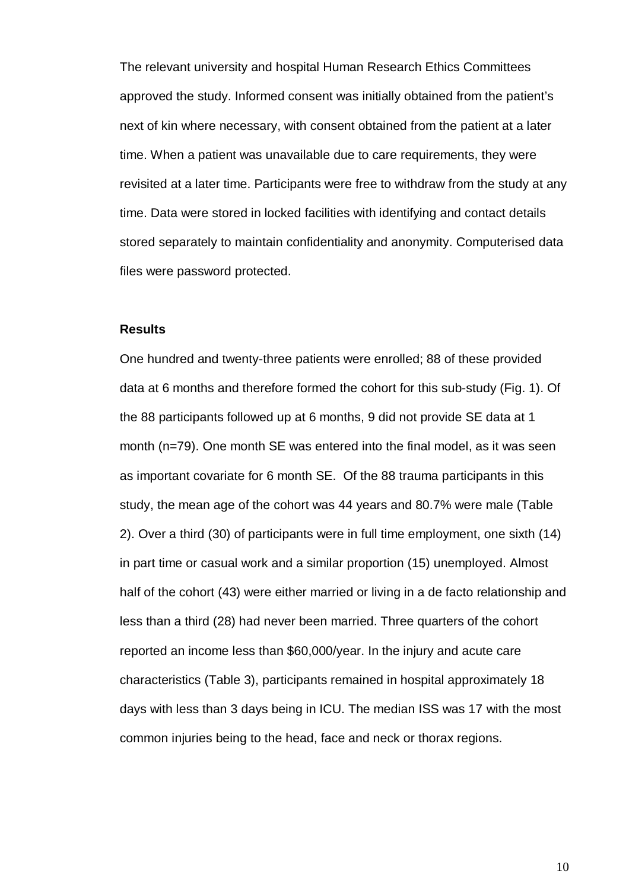The relevant university and hospital Human Research Ethics Committees approved the study. Informed consent was initially obtained from the patient's next of kin where necessary, with consent obtained from the patient at a later time. When a patient was unavailable due to care requirements, they were revisited at a later time. Participants were free to withdraw from the study at any time. Data were stored in locked facilities with identifying and contact details stored separately to maintain confidentiality and anonymity. Computerised data files were password protected.

**Results**

One hundred and twenty-three patients were enrolled; 88 of these provided data at 6 months and therefore formed the cohort for this sub-study (Fig. 1). Of the 88 participants followed up at 6 months, 9 did not provide SE data at 1 month (n=79). One month SE was entered into the final model, as it was seen as important covariate for 6 month SE. Of the 88 trauma participants in this study, the mean age of the cohort was 44 years and 80.7% were male (Table 2). Over a third (30) of participants were in full time employment, one sixth (14) in part time or casual work and a similar proportion (15) unemployed. Almost half of the cohort (43) were either married or living in a de facto relationship and less than a third (28) had never been married. Three quarters of the cohort reported an income less than $60,000/year. In the injury and acute care characteristics (Table 3), participants remained in hospital approximately 18 days with less than 3 days being in ICU. The median ISS was 17 with the most common injuries being to the head, face and neck or thorax regions.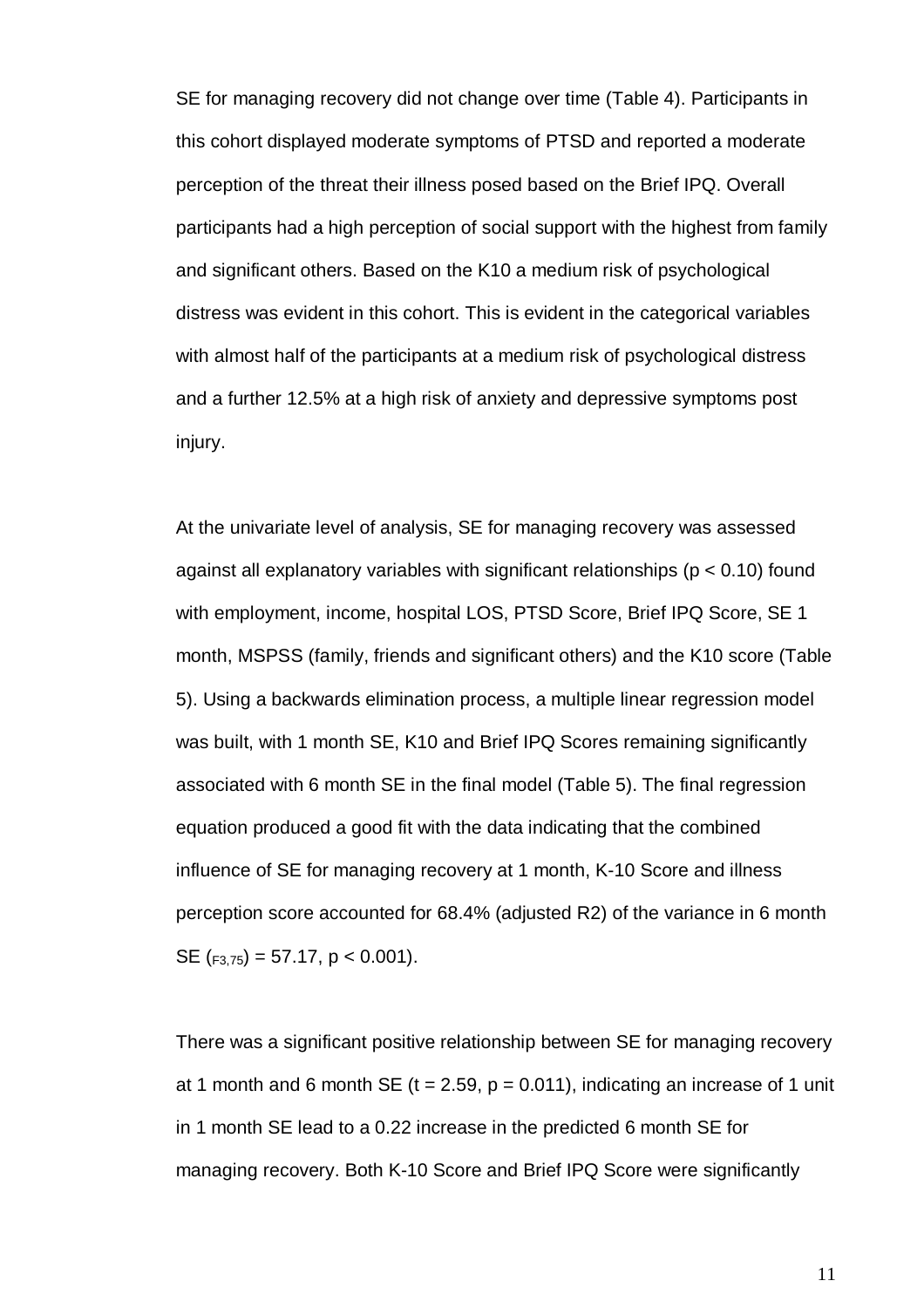SE for managing recovery did not change over time (Table 4). Participants in this cohort displayed moderate symptoms of PTSD and reported a moderate perception of the threat their illness posed based on the Brief IPQ. Overall participants had a high perception of social support with the highest from family and significant others. Based on the K10 a medium risk of psychological distress was evident in this cohort. This is evident in the categorical variables with almost half of the participants at a medium risk of psychological distress and a further 12.5% at a high risk of anxiety and depressive symptoms post injury.

At the univariate level of analysis, SE for managing recovery was assessed against all explanatory variables with significant relationships ($p < 0.10$) found with employment, income, hospital LOS, PTSD Score, Brief IPQ Score, SE 1 month, MSPSS (family, friends and significant others) and the K10 score (Table 5). Using a backwards elimination process, a multiple linear regression model was built, with 1 month SE, K10 and Brief IPQ Scores remaining significantly associated with 6 month SE in the final model (Table 5). The final regression equation produced a good fit with the data indicating that the combined influence of SE for managing recovery at 1 month, K-10 Score and illness perception score accounted for 68.4% (adjusted R2) of the variance in 6 month SE ($_{F3,75}$) = 57.17, $p < 0.001$).

There was a significant positive relationship between SE for managing recovery at 1 month and 6 month SE ($t = 2.59$, $p = 0.011$), indicating an increase of 1 unit in 1 month SE lead to a 0.22 increase in the predicted 6 month SE for managing recovery. Both K-10 Score and Brief IPQ Score were significantly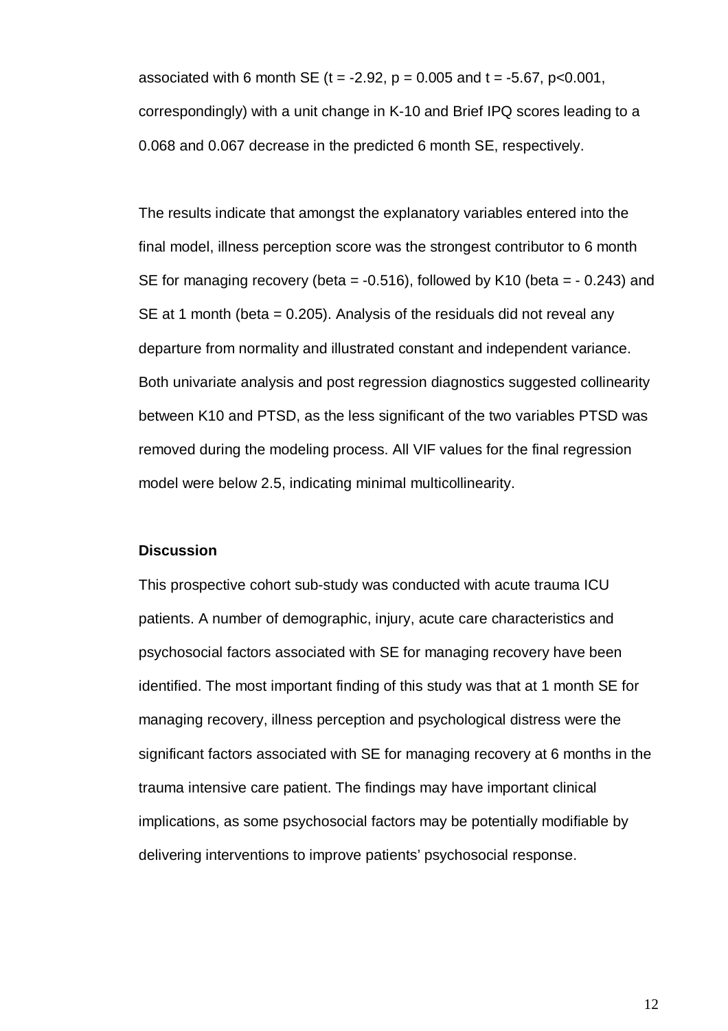associated with 6 month SE ($t = -2.92$, $p = 0.005$ and $t = -5.67$, $p<0.001$, correspondingly) with a unit change in K-10 and Brief IPQ scores leading to a 0.068 and 0.067 decrease in the predicted 6 month SE, respectively.

The results indicate that amongst the explanatory variables entered into the final model, illness perception score was the strongest contributor to 6 month SE for managing recovery (beta = -0.516), followed by K10 (beta = - 0.243) and SE at 1 month (beta = 0.205). Analysis of the residuals did not reveal any departure from normality and illustrated constant and independent variance. Both univariate analysis and post regression diagnostics suggested collinearity between K10 and PTSD, as the less significant of the two variables PTSD was removed during the modeling process. All VIF values for the final regression model were below 2.5, indicating minimal multicollinearity.

**Discussion**

This prospective cohort sub-study was conducted with acute trauma ICU patients. A number of demographic, injury, acute care characteristics and psychosocial factors associated with SE for managing recovery have been identified. The most important finding of this study was that at 1 month SE for managing recovery, illness perception and psychological distress were the significant factors associated with SE for managing recovery at 6 months in the trauma intensive care patient. The findings may have important clinical implications, as some psychosocial factors may be potentially modifiable by delivering interventions to improve patients' psychosocial response.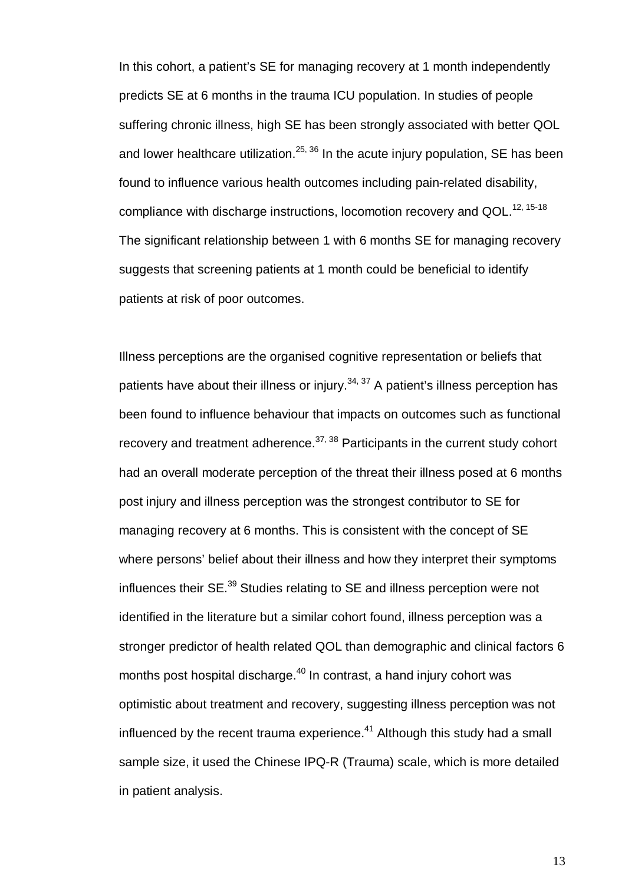In this cohort, a patient's SE for managing recovery at 1 month independently predicts SE at 6 months in the trauma ICU population. In studies of people suffering chronic illness, high SE has been strongly associated with better QOL and lower healthcare utilization.[25, 36] In the acute injury population, SE has been found to influence various health outcomes including pain-related disability, compliance with discharge instructions, locomotion recovery and QOL.[12, 15-18] The significant relationship between 1 with 6 months SE for managing recovery suggests that screening patients at 1 month could be beneficial to identify patients at risk of poor outcomes.

Illness perceptions are the organised cognitive representation or beliefs that patients have about their illness or injury.[34, 37] A patient's illness perception has been found to influence behaviour that impacts on outcomes such as functional recovery and treatment adherence.[37, 38] Participants in the current study cohort had an overall moderate perception of the threat their illness posed at 6 months post injury and illness perception was the strongest contributor to SE for managing recovery at 6 months. This is consistent with the concept of SE where persons' belief about their illness and how they interpret their symptoms influences their SE.[39] Studies relating to SE and illness perception were not identified in the literature but a similar cohort found, illness perception was a stronger predictor of health related QOL than demographic and clinical factors 6 months post hospital discharge.[40] In contrast, a hand injury cohort was optimistic about treatment and recovery, suggesting illness perception was not influenced by the recent trauma experience.[41] Although this study had a small sample size, it used the Chinese IPQ-R (Trauma) scale, which is more detailed in patient analysis.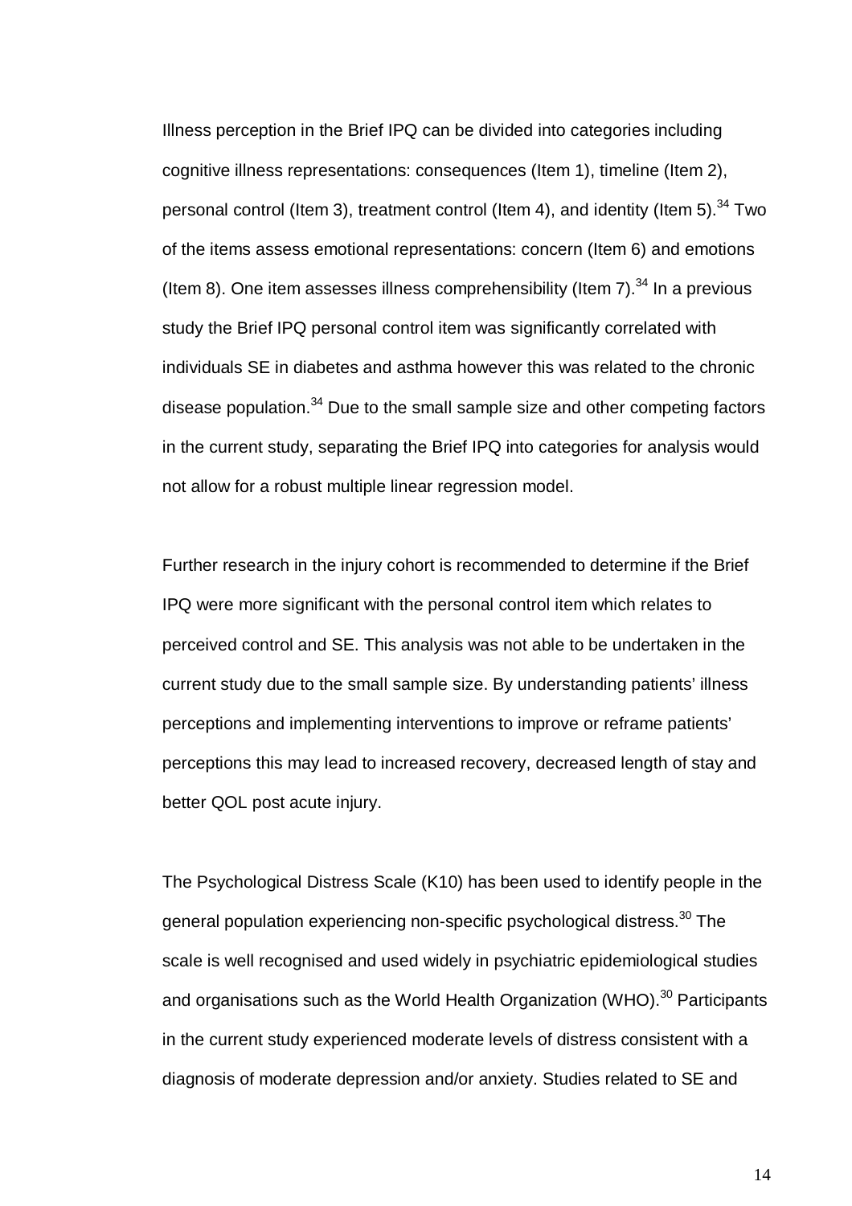Illness perception in the Brief IPQ can be divided into categories including cognitive illness representations: consequences (Item 1), timeline (Item 2), personal control (Item 3), treatment control (Item 4), and identity (Item 5).[34] Two of the items assess emotional representations: concern (Item 6) and emotions (Item 8). One item assesses illness comprehensibility (Item 7).[34] In a previous study the Brief IPQ personal control item was significantly correlated with individuals SE in diabetes and asthma however this was related to the chronic disease population.[34] Due to the small sample size and other competing factors in the current study, separating the Brief IPQ into categories for analysis would not allow for a robust multiple linear regression model.

Further research in the injury cohort is recommended to determine if the Brief IPQ were more significant with the personal control item which relates to perceived control and SE. This analysis was not able to be undertaken in the current study due to the small sample size. By understanding patients' illness perceptions and implementing interventions to improve or reframe patients' perceptions this may lead to increased recovery, decreased length of stay and better QOL post acute injury.

The Psychological Distress Scale (K10) has been used to identify people in the general population experiencing non-specific psychological distress.[30] The scale is well recognised and used widely in psychiatric epidemiological studies and organisations such as the World Health Organization (WHO).[30] Participants in the current study experienced moderate levels of distress consistent with a diagnosis of moderate depression and/or anxiety. Studies related to SE and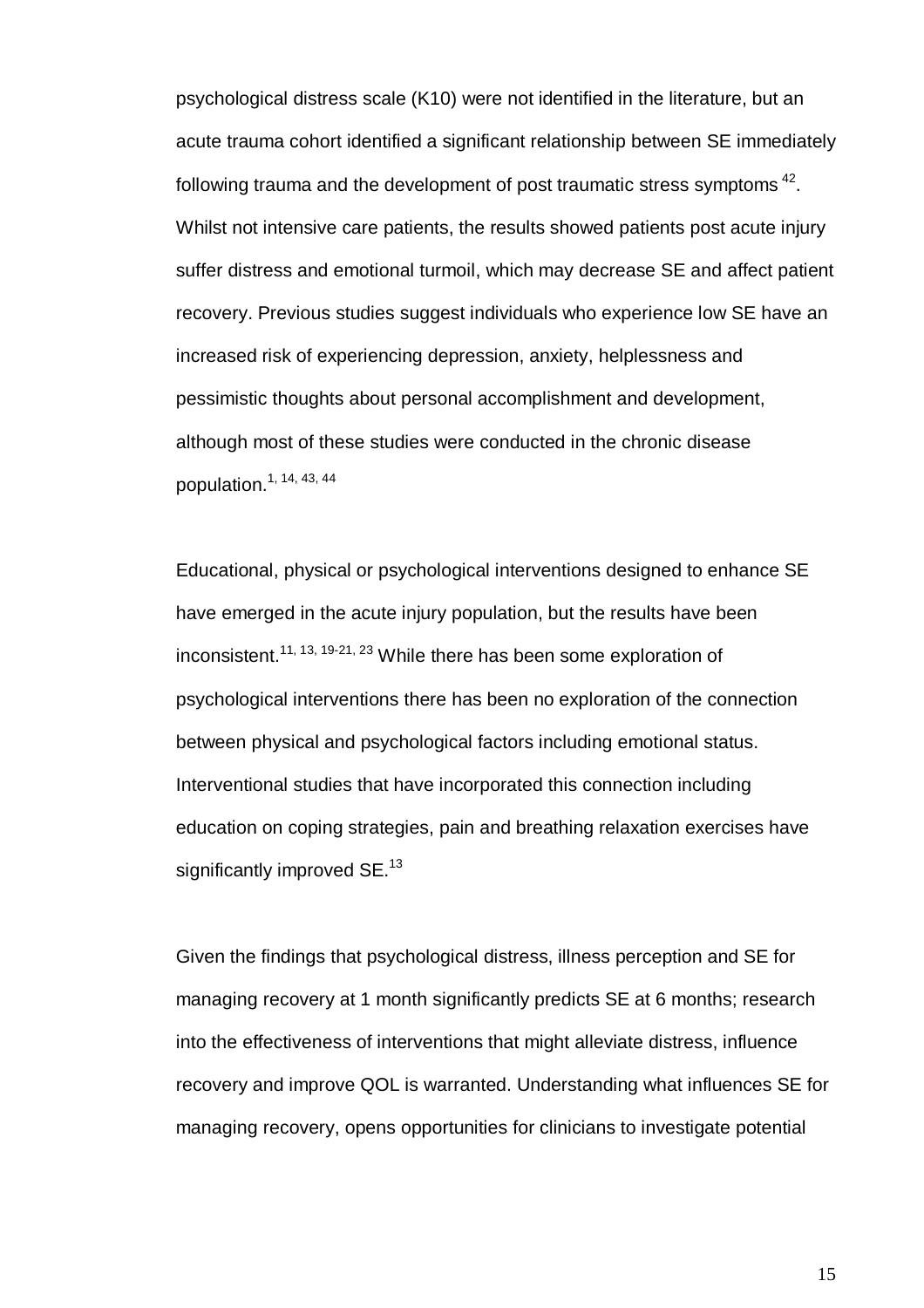psychological distress scale (K10) were not identified in the literature, but an acute trauma cohort identified a significant relationship between SE immediately following trauma and the development of post traumatic stress symptoms [42]. Whilst not intensive care patients, the results showed patients post acute injury suffer distress and emotional turmoil, which may decrease SE and affect patient recovery. Previous studies suggest individuals who experience low SE have an increased risk of experiencing depression, anxiety, helplessness and pessimistic thoughts about personal accomplishment and development, although most of these studies were conducted in the chronic disease population.[1, 14, 43, 44]

Educational, physical or psychological interventions designed to enhance SE have emerged in the acute injury population, but the results have been inconsistent.[11, 13, 19-21, 23] While there has been some exploration of psychological interventions there has been no exploration of the connection between physical and psychological factors including emotional status. Interventional studies that have incorporated this connection including education on coping strategies, pain and breathing relaxation exercises have significantly improved SE.[13]

Given the findings that psychological distress, illness perception and SE for managing recovery at 1 month significantly predicts SE at 6 months; research into the effectiveness of interventions that might alleviate distress, influence recovery and improve QOL is warranted. Understanding what influences SE for managing recovery, opens opportunities for clinicians to investigate potential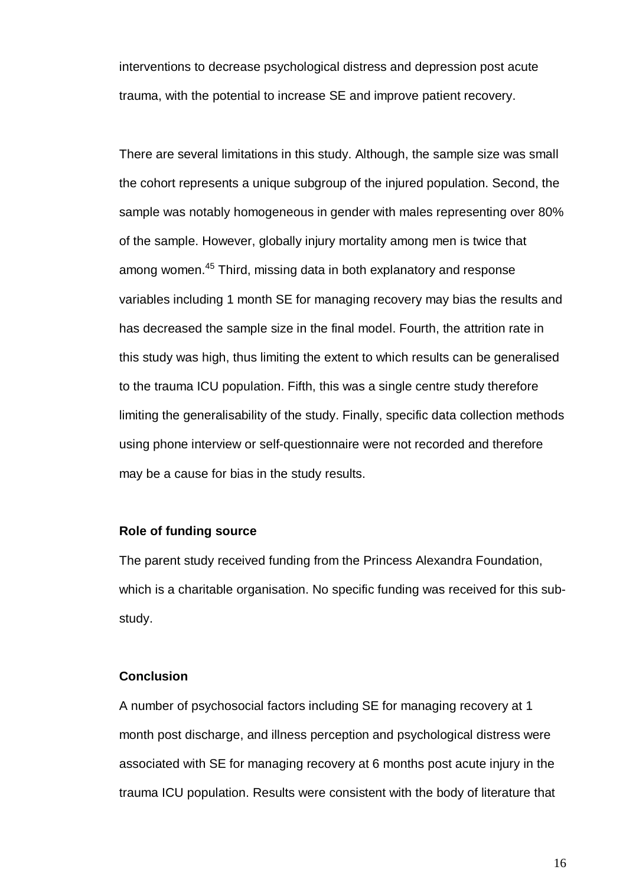interventions to decrease psychological distress and depression post acute trauma, with the potential to increase SE and improve patient recovery.

There are several limitations in this study. Although, the sample size was small the cohort represents a unique subgroup of the injured population. Second, the sample was notably homogeneous in gender with males representing over 80% of the sample. However, globally injury mortality among men is twice that among women.[45] Third, missing data in both explanatory and response variables including 1 month SE for managing recovery may bias the results and has decreased the sample size in the final model. Fourth, the attrition rate in this study was high, thus limiting the extent to which results can be generalised to the trauma ICU population. Fifth, this was a single centre study therefore limiting the generalisability of the study. Finally, specific data collection methods using phone interview or self-questionnaire were not recorded and therefore may be a cause for bias in the study results.

**Role of funding source**

The parent study received funding from the Princess Alexandra Foundation, which is a charitable organisation. No specific funding was received for this sub-study.

**Conclusion**

A number of psychosocial factors including SE for managing recovery at 1 month post discharge, and illness perception and psychological distress were associated with SE for managing recovery at 6 months post acute injury in the trauma ICU population. Results were consistent with the body of literature that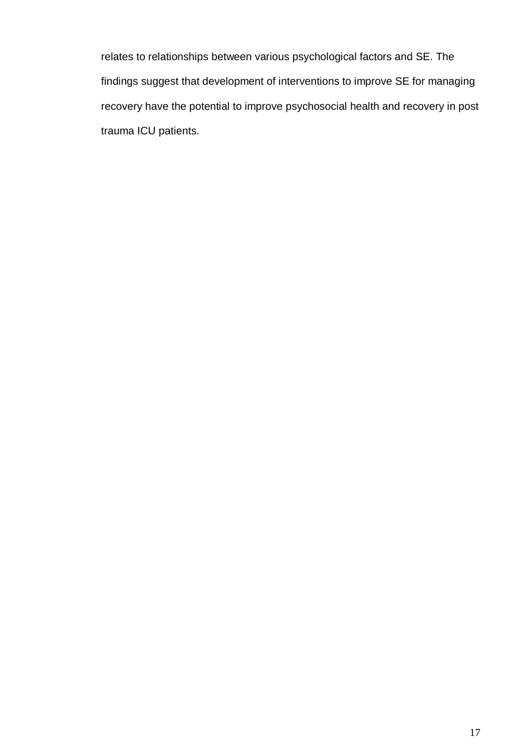relates to relationships between various psychological factors and SE. The findings suggest that development of interventions to improve SE for managing recovery have the potential to improve psychosocial health and recovery in post trauma ICU patients.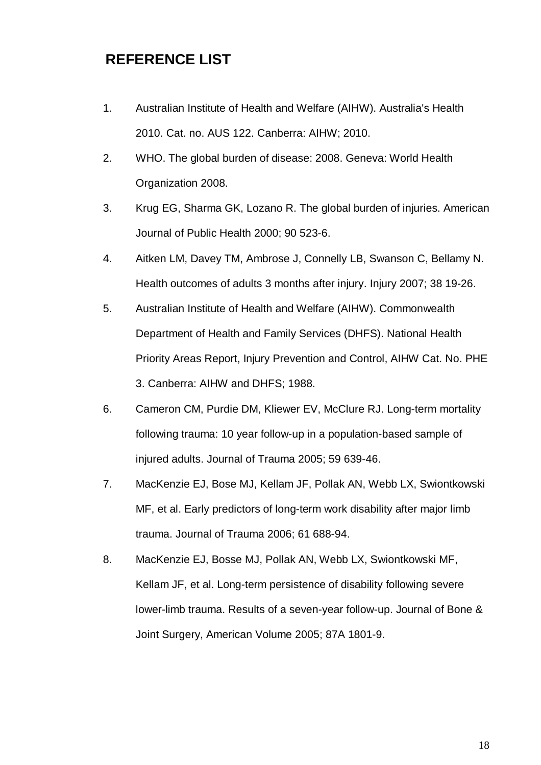# REFERENCE LIST

1. Australian Institute of Health and Welfare (AIHW). Australia's Health 2010. Cat. no. AUS 122. Canberra: AIHW; 2010.
2. WHO. The global burden of disease: 2008. Geneva: World Health Organization 2008.
3. Krug EG, Sharma GK, Lozano R. The global burden of injuries. American Journal of Public Health 2000; 90 523-6.
4. Aitken LM, Davey TM, Ambrose J, Connelly LB, Swanson C, Bellamy N. Health outcomes of adults 3 months after injury. Injury 2007; 38 19-26.
5. Australian Institute of Health and Welfare (AIHW). Commonwealth Department of Health and Family Services (DHFS). National Health Priority Areas Report, Injury Prevention and Control, AIHW Cat. No. PHE 3. Canberra: AIHW and DHFS; 1988.
6. Cameron CM, Purdie DM, Kliewer EV, McClure RJ. Long-term mortality following trauma: 10 year follow-up in a population-based sample of injured adults. Journal of Trauma 2005; 59 639-46.
7. MacKenzie EJ, Bose MJ, Kellam JF, Pollak AN, Webb LX, Swiontkowski MF, et al. Early predictors of long-term work disability after major limb trauma. Journal of Trauma 2006; 61 688-94.
8. MacKenzie EJ, Bosse MJ, Pollak AN, Webb LX, Swiontkowski MF, Kellam JF, et al. Long-term persistence of disability following severe lower-limb trauma. Results of a seven-year follow-up. Journal of Bone & Joint Surgery, American Volume 2005; 87A 1801-9.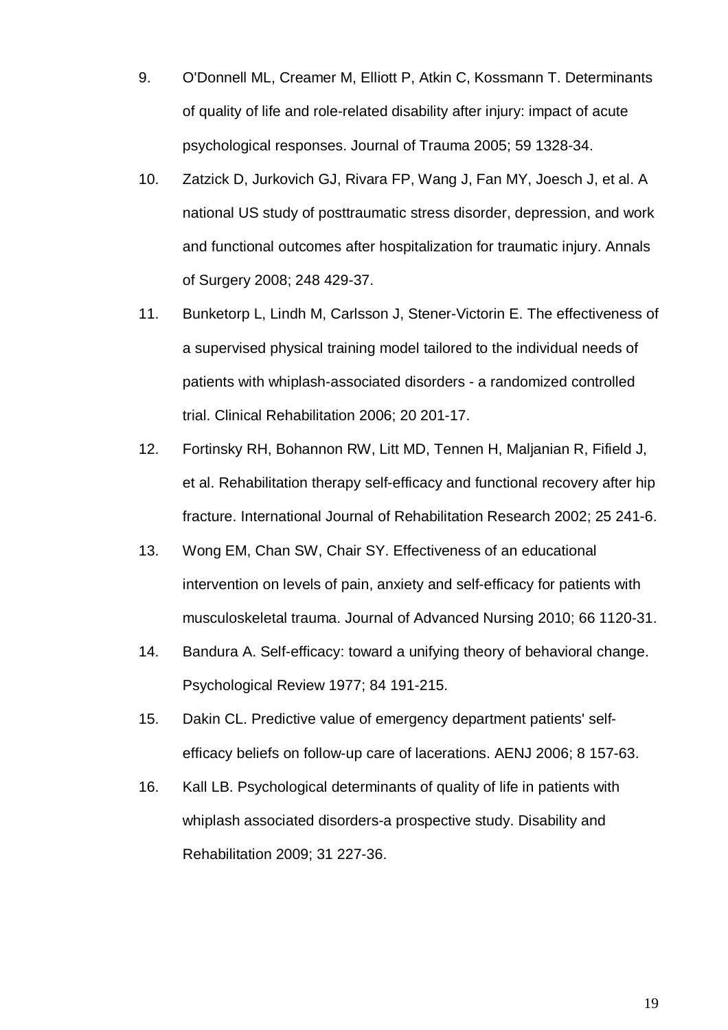9. O'Donnell ML, Creamer M, Elliott P, Atkin C, Kossmann T. Determinants of quality of life and role-related disability after injury: impact of acute psychological responses. Journal of Trauma 2005; 59 1328-34.

10. Zatzick D, Jurkovich GJ, Rivara FP, Wang J, Fan MY, Joesch J, et al. A national US study of posttraumatic stress disorder, depression, and work and functional outcomes after hospitalization for traumatic injury. Annals of Surgery 2008; 248 429-37.

11. Bunketorp L, Lindh M, Carlsson J, Stener-Victorin E. The effectiveness of a supervised physical training model tailored to the individual needs of patients with whiplash-associated disorders - a randomized controlled trial. Clinical Rehabilitation 2006; 20 201-17.

12. Fortinsky RH, Bohannon RW, Litt MD, Tennen H, Maljanian R, Fifield J, et al. Rehabilitation therapy self-efficacy and functional recovery after hip fracture. International Journal of Rehabilitation Research 2002; 25 241-6.

13. Wong EM, Chan SW, Chair SY. Effectiveness of an educational intervention on levels of pain, anxiety and self-efficacy for patients with musculoskeletal trauma. Journal of Advanced Nursing 2010; 66 1120-31.

14. Bandura A. Self-efficacy: toward a unifying theory of behavioral change. Psychological Review 1977; 84 191-215.

15. Dakin CL. Predictive value of emergency department patients' self-efficacy beliefs on follow-up care of lacerations. AENJ 2006; 8 157-63.

16. Kall LB. Psychological determinants of quality of life in patients with whiplash associated disorders-a prospective study. Disability and Rehabilitation 2009; 31 227-36.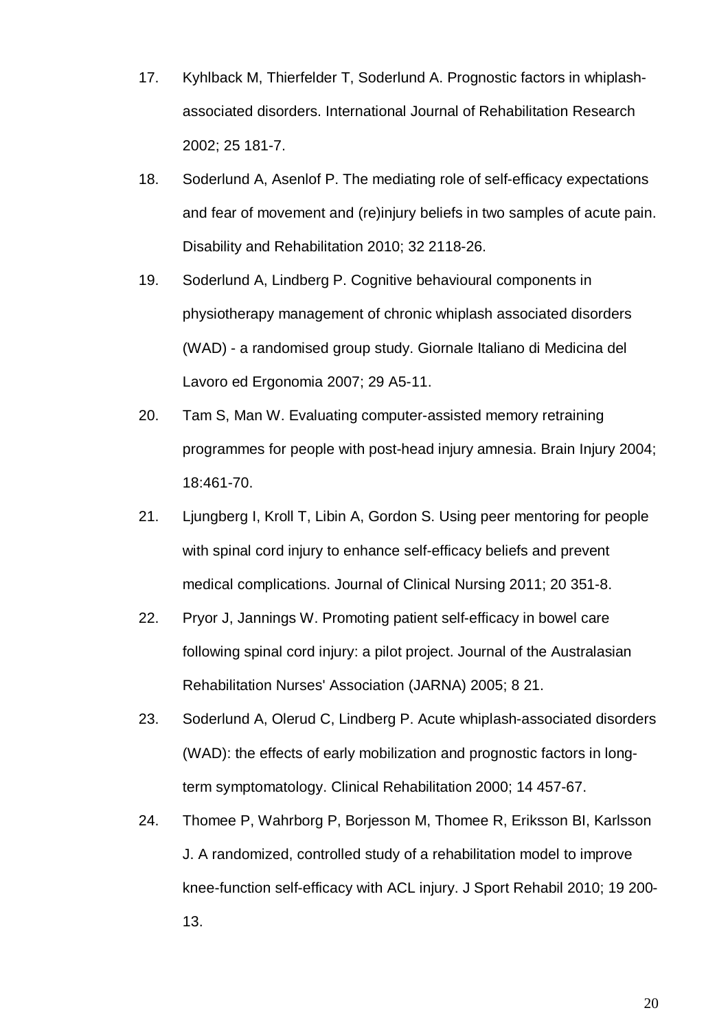17. Kyhlback M, Thierfelder T, Soderlund A. Prognostic factors in whiplash-associated disorders. International Journal of Rehabilitation Research 2002; 25 181-7.
18. Soderlund A, Asenlof P. The mediating role of self-efficacy expectations and fear of movement and (re)injury beliefs in two samples of acute pain. Disability and Rehabilitation 2010; 32 2118-26.
19. Soderlund A, Lindberg P. Cognitive behavioural components in physiotherapy management of chronic whiplash associated disorders (WAD) - a randomised group study. Giornale Italiano di Medicina del Lavoro ed Ergonomia 2007; 29 A5-11.
20. Tam S, Man W. Evaluating computer-assisted memory retraining programmes for people with post-head injury amnesia. Brain Injury 2004; 18:461-70.
21. Ljungberg I, Kroll T, Libin A, Gordon S. Using peer mentoring for people with spinal cord injury to enhance self-efficacy beliefs and prevent medical complications. Journal of Clinical Nursing 2011; 20 351-8.
22. Pryor J, Jannings W. Promoting patient self-efficacy in bowel care following spinal cord injury: a pilot project. Journal of the Australasian Rehabilitation Nurses' Association (JARNA) 2005; 8 21.
23. Soderlund A, Olerud C, Lindberg P. Acute whiplash-associated disorders (WAD): the effects of early mobilization and prognostic factors in long-term symptomatology. Clinical Rehabilitation 2000; 14 457-67.
24. Thomee P, Wahrborg P, Borjesson M, Thomee R, Eriksson BI, Karlsson J. A randomized, controlled study of a rehabilitation model to improve knee-function self-efficacy with ACL injury. J Sport Rehabil 2010; 19 200-13.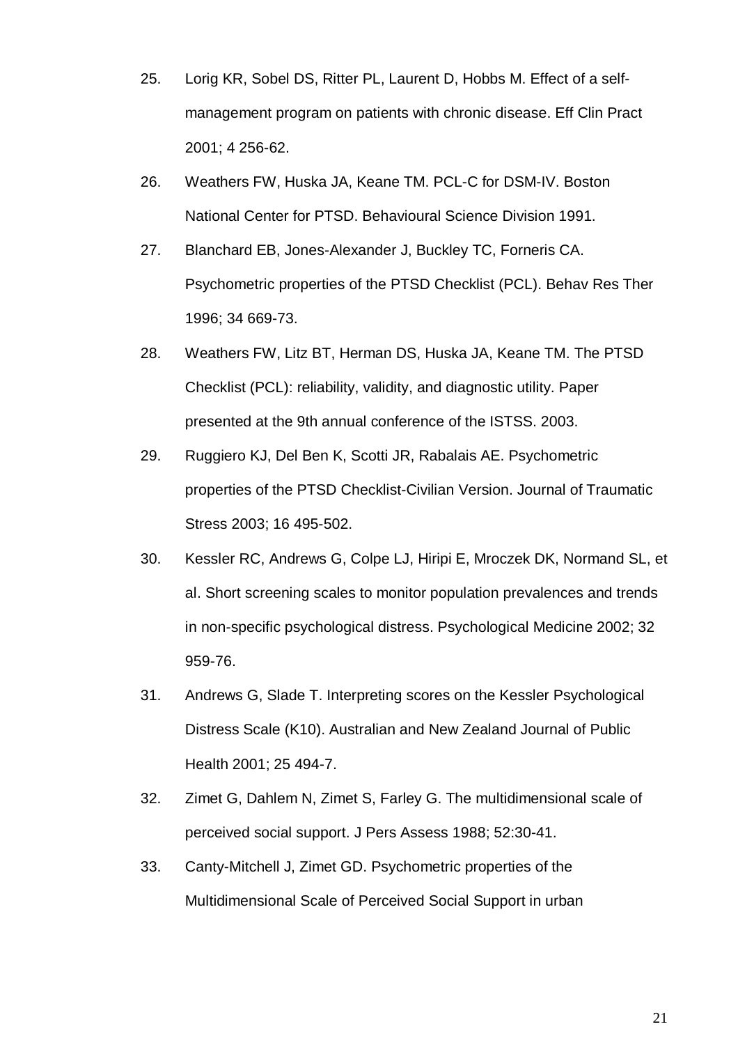25. Lorig KR, Sobel DS, Ritter PL, Laurent D, Hobbs M. Effect of a self-management program on patients with chronic disease. Eff Clin Pract 2001; 4 256-62.

26. Weathers FW, Huska JA, Keane TM. PCL-C for DSM-IV. Boston National Center for PTSD. Behavioural Science Division 1991.

27. Blanchard EB, Jones-Alexander J, Buckley TC, Forneris CA. Psychometric properties of the PTSD Checklist (PCL). Behav Res Ther 1996; 34 669-73.

28. Weathers FW, Litz BT, Herman DS, Huska JA, Keane TM. The PTSD Checklist (PCL): reliability, validity, and diagnostic utility. Paper presented at the 9th annual conference of the ISTSS. 2003.

29. Ruggiero KJ, Del Ben K, Scotti JR, Rabalais AE. Psychometric properties of the PTSD Checklist-Civilian Version. Journal of Traumatic Stress 2003; 16 495-502.

30. Kessler RC, Andrews G, Colpe LJ, Hiripi E, Mroczek DK, Normand SL, et al. Short screening scales to monitor population prevalences and trends in non-specific psychological distress. Psychological Medicine 2002; 32 959-76.

31. Andrews G, Slade T. Interpreting scores on the Kessler Psychological Distress Scale (K10). Australian and New Zealand Journal of Public Health 2001; 25 494-7.

32. Zimet G, Dahlem N, Zimet S, Farley G. The multidimensional scale of perceived social support. J Pers Assess 1988; 52:30-41.

33. Canty-Mitchell J, Zimet GD. Psychometric properties of the Multidimensional Scale of Perceived Social Support in urban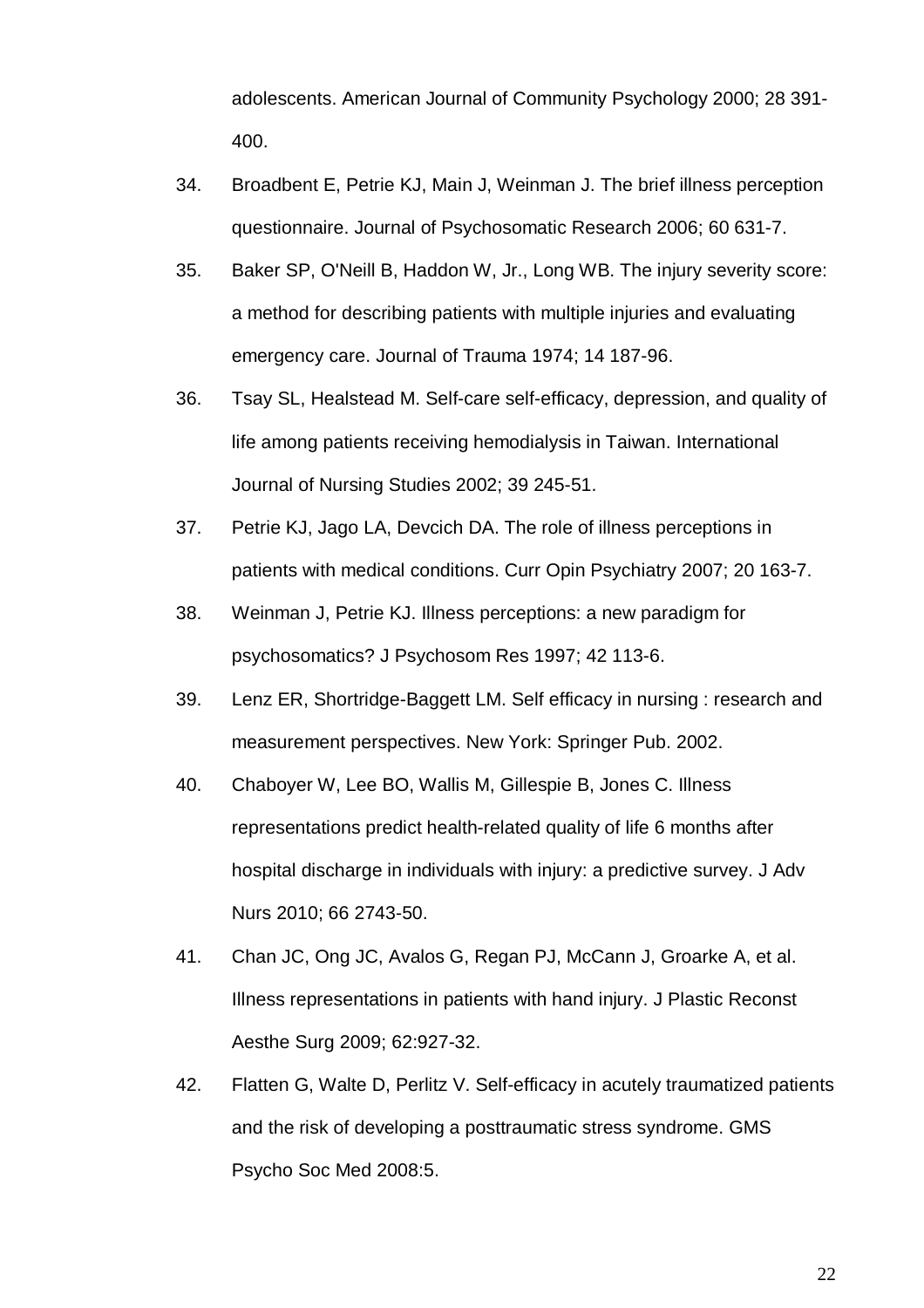adolescents. American Journal of Community Psychology 2000; 28 391-400.

34. Broadbent E, Petrie KJ, Main J, Weinman J. The brief illness perception questionnaire. Journal of Psychosomatic Research 2006; 60 631-7.

35. Baker SP, O'Neill B, Haddon W, Jr., Long WB. The injury severity score: a method for describing patients with multiple injuries and evaluating emergency care. Journal of Trauma 1974; 14 187-96.

36. Tsay SL, Healstead M. Self-care self-efficacy, depression, and quality of life among patients receiving hemodialysis in Taiwan. International Journal of Nursing Studies 2002; 39 245-51.

37. Petrie KJ, Jago LA, Devcich DA. The role of illness perceptions in patients with medical conditions. Curr Opin Psychiatry 2007; 20 163-7.

38. Weinman J, Petrie KJ. Illness perceptions: a new paradigm for psychosomatics? J Psychosom Res 1997; 42 113-6.

39. Lenz ER, Shortridge-Baggett LM. Self efficacy in nursing : research and measurement perspectives. New York: Springer Pub. 2002.

40. Chaboyer W, Lee BO, Wallis M, Gillespie B, Jones C. Illness representations predict health-related quality of life 6 months after hospital discharge in individuals with injury: a predictive survey. J Adv Nurs 2010; 66 2743-50.

41. Chan JC, Ong JC, Avalos G, Regan PJ, McCann J, Groarke A, et al. Illness representations in patients with hand injury. J Plastic Reconst Aesthe Surg 2009; 62:927-32.

42. Flatten G, Walte D, Perlitz V. Self-efficacy in acutely traumatized patients and the risk of developing a posttraumatic stress syndrome. GMS Psycho Soc Med 2008:5.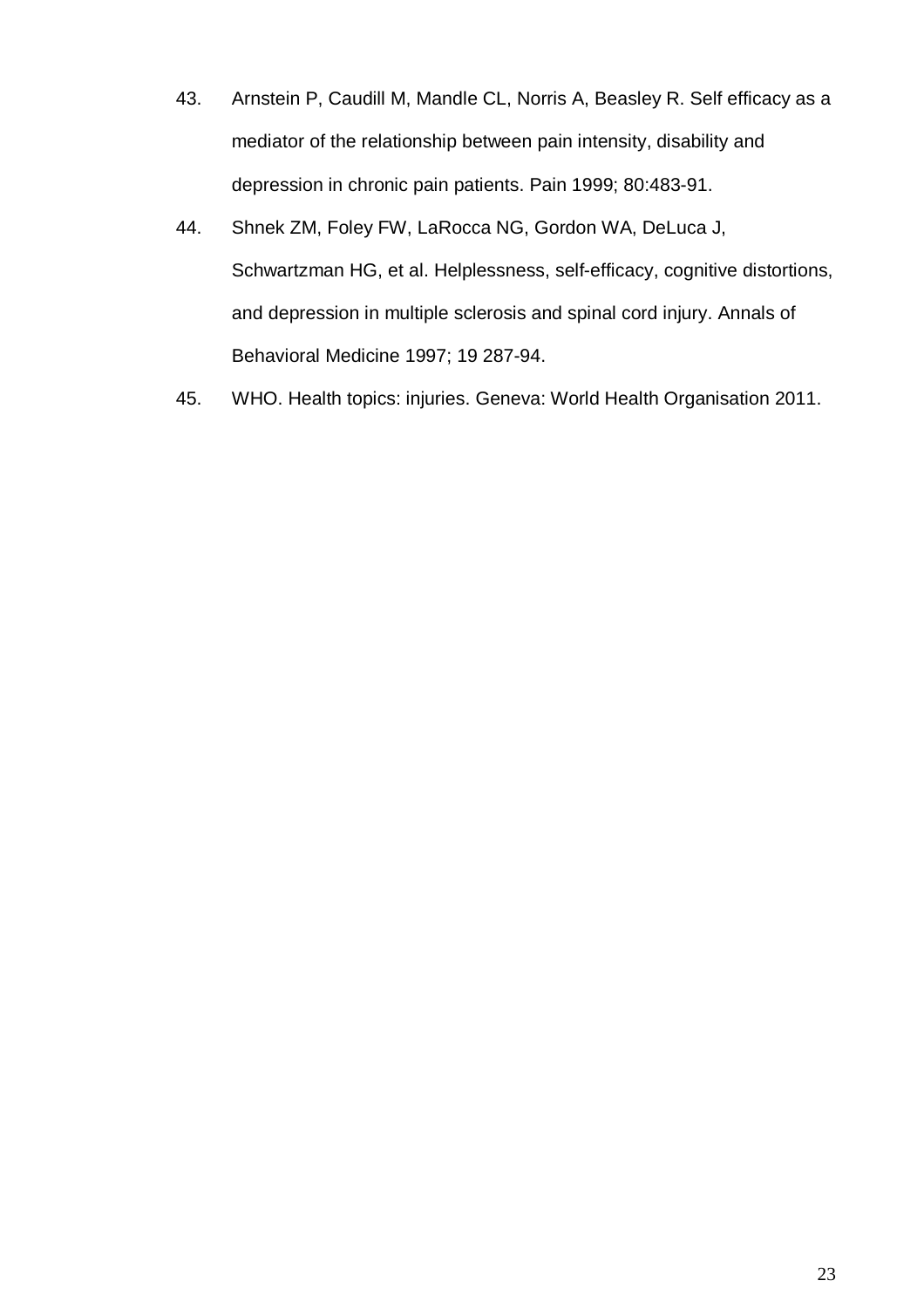43. Arnstein P, Caudill M, Mandle CL, Norris A, Beasley R. Self efficacy as a mediator of the relationship between pain intensity, disability and depression in chronic pain patients. Pain 1999; 80:483-91.
44. Shnek ZM, Foley FW, LaRocca NG, Gordon WA, DeLuca J, Schwartzman HG, et al. Helplessness, self-efficacy, cognitive distortions, and depression in multiple sclerosis and spinal cord injury. Annals of Behavioral Medicine 1997; 19 287-94.
45. WHO. Health topics: injuries. Geneva: World Health Organisation 2011.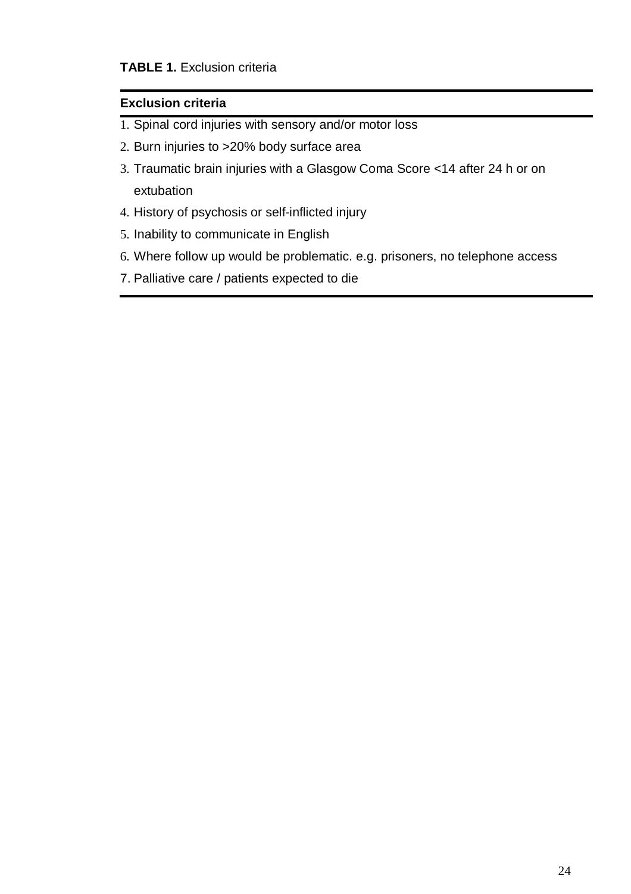**TABLE 1.** Exclusion criteria

| Exclusion criteria |
| --- |
| 1. Spinal cord injuries with sensory and/or motor loss |
| 2. Burn injuries to >20% body surface area |
| 3. Traumatic brain injuries with a Glasgow Coma Score <14 after 24 h or on extubation |
| 4. History of psychosis or self-inflicted injury |
| 5. Inability to communicate in English |
| 6. Where follow up would be problematic. e.g. prisoners, no telephone access |
| 7. Palliative care / patients expected to die |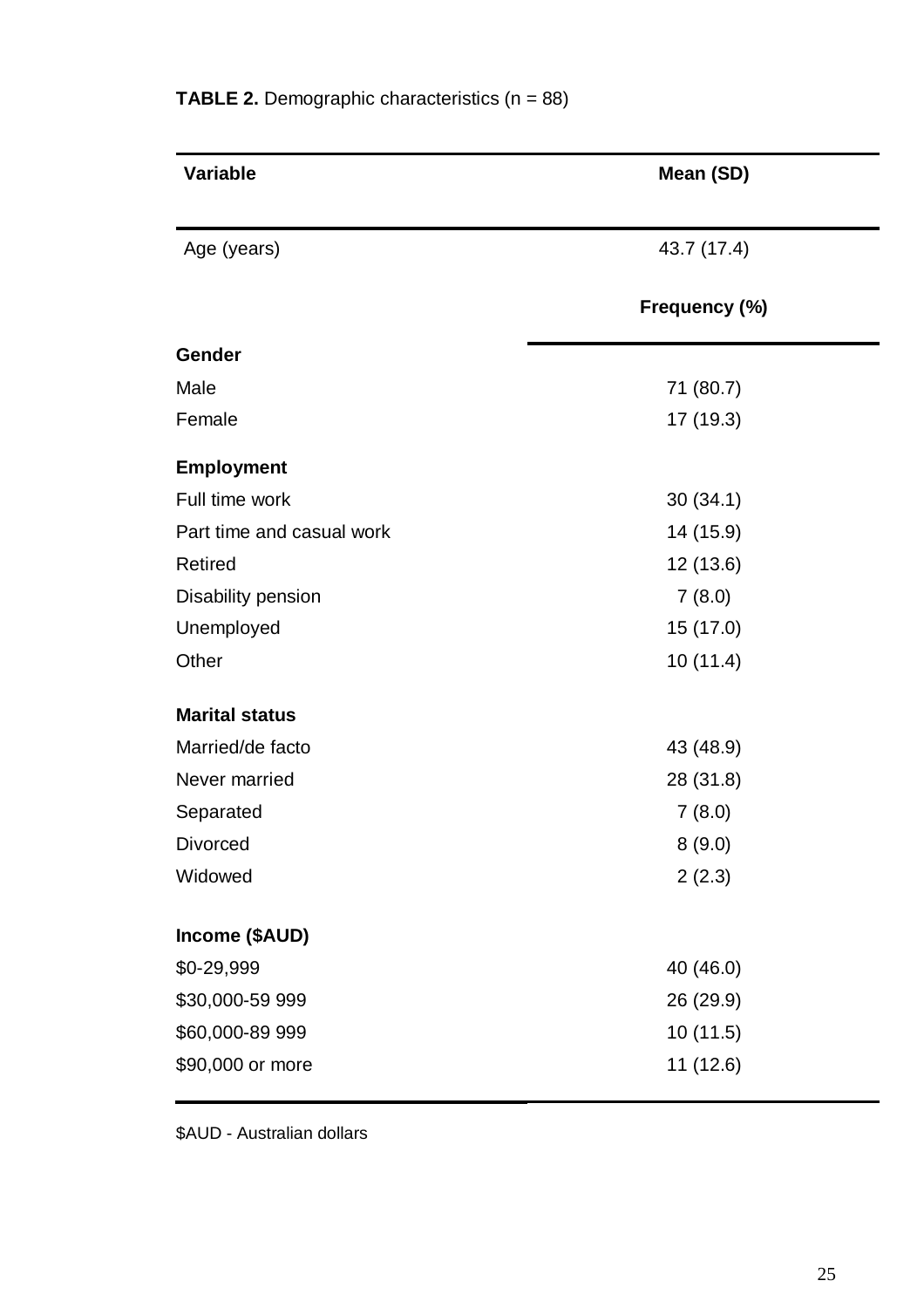**TABLE 2.** Demographic characteristics (n = 88)

| Variable | Mean (SD) |
| --- | --- |
| Age (years) | 43.7 (17.4) |
| | **Frequency (%)** |
| **Gender** | |
| Male | 71 (80.7) |
| Female | 17 (19.3) |
| **Employment** | |
| Full time work | 30 (34.1) |
| Part time and casual work | 14 (15.9) |
| Retired | 12 (13.6) |
| Disability pension | 7 (8.0) |
| Unemployed | 15 (17.0) |
| Other | 10 (11.4) |
| **Marital status** | |
| Married/de facto | 43 (48.9) |
| Never married | 28 (31.8) |
| Separated | 7 (8.0) |
| Divorced | 8 (9.0) |
| Widowed | 2 (2.3) |
| **Income ($AUD)** | |
| $0-29,999 | 40 (46.0) |
| $30,000-59 999 | 26 (29.9) |
| $60,000-89 999 | 10 (11.5) |
| $90,000 or more | 11 (12.6) |

$AUD - Australian dollars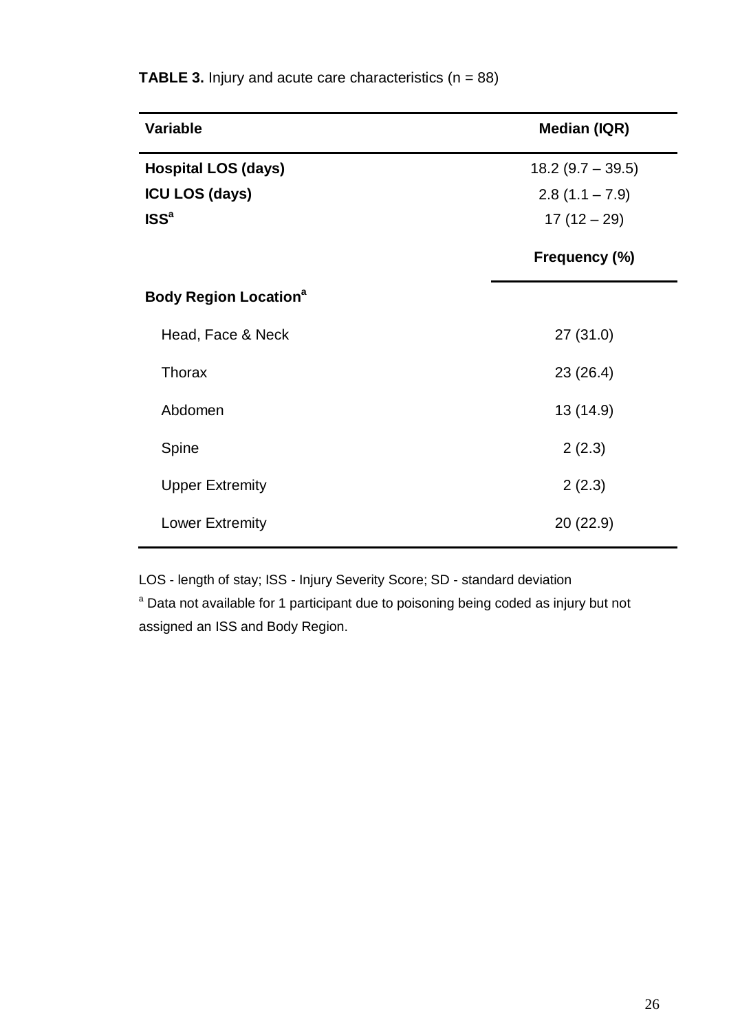**TABLE 3.** Injury and acute care characteristics (n = 88)

| Variable | Median (IQR) |
|---|---|
| **Hospital LOS (days)** | 18.2 (9.7 – 39.5) |
| **ICU LOS (days)** | 2.8 (1.1 – 7.9) |
| **ISS**[a] | 17 (12 – 29) |
| | **Frequency (%)** |
| **Body Region Location**[a] | |
| Head, Face & Neck | 27 (31.0) |
| Thorax | 23 (26.4) |
| Abdomen | 13 (14.9) |
| Spine | 2 (2.3) |
| Upper Extremity | 2 (2.3) |
| Lower Extremity | 20 (22.9) |

LOS - length of stay; ISS - Injury Severity Score; SD - standard deviation

[a] Data not available for 1 participant due to poisoning being coded as injury but not assigned an ISS and Body Region.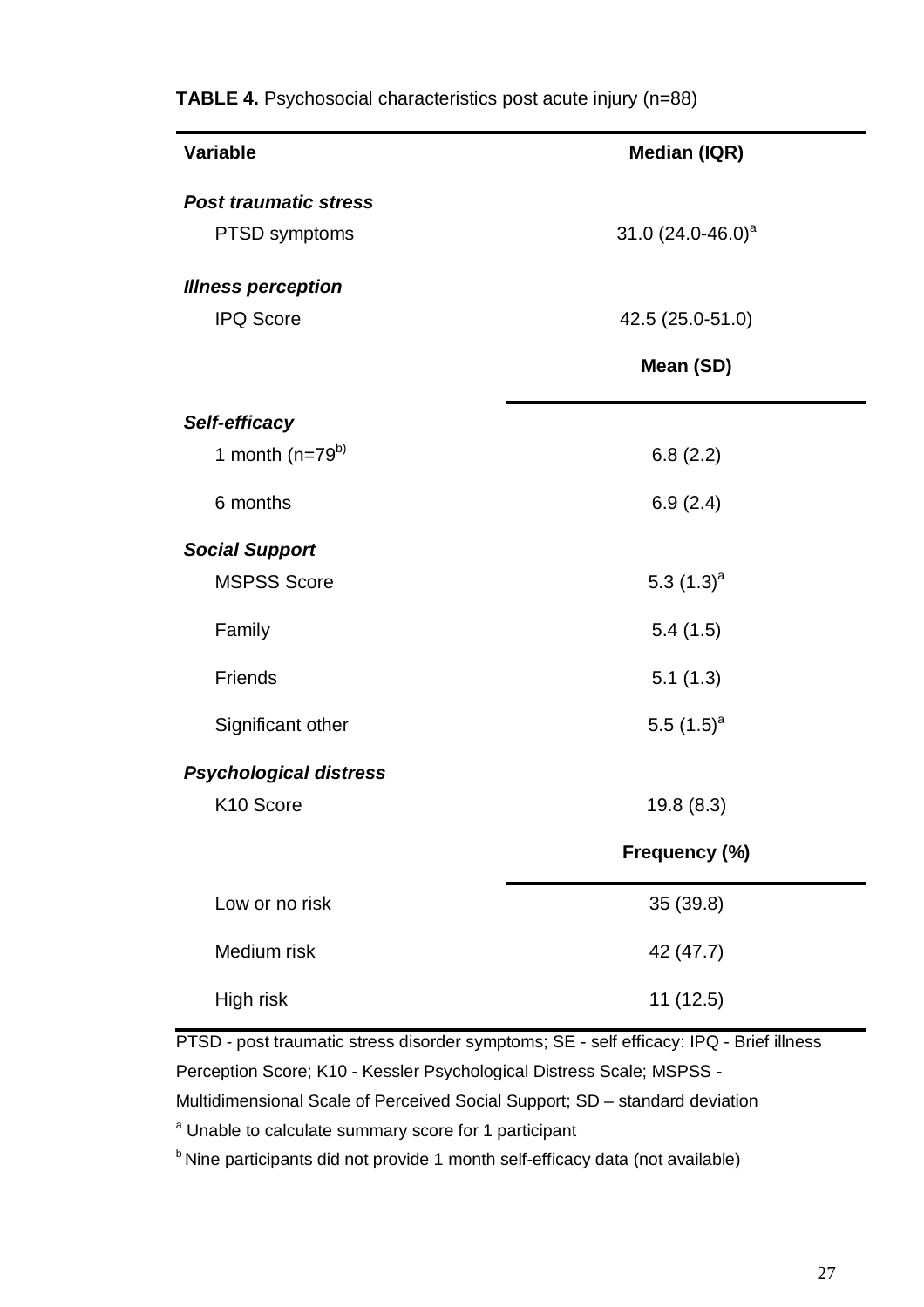**TABLE 4.** Psychosocial characteristics post acute injury (n=88)

| Variable | Median (IQR) |
|---|---|
| ***Post traumatic stress*** | |
| PTSD symptoms | 31.0 (24.0-46.0)[a] |
| ***Illness perception*** | |
| IPQ Score | 42.5 (25.0-51.0) |
| | **Mean (SD)** |
| ***Self-efficacy*** | |
| 1 month (n=79[b]) | 6.8 (2.2) |
| 6 months | 6.9 (2.4) |
| ***Social Support*** | |
| MSPSS Score | 5.3 (1.3)[a] |
| Family | 5.4 (1.5) |
| Friends | 5.1 (1.3) |
| Significant other | 5.5 (1.5)[a] |
| ***Psychological distress*** | |
| K10 Score | 19.8 (8.3) |
| | **Frequency (%)** |
| Low or no risk | 35 (39.8) |
| Medium risk | 42 (47.7) |
| High risk | 11 (12.5) |

PTSD - post traumatic stress disorder symptoms; SE - self efficacy: IPQ - Brief illness Perception Score; K10 - Kessler Psychological Distress Scale; MSPSS - Multidimensional Scale of Perceived Social Support; SD – standard deviation

[a] Unable to calculate summary score for 1 participant

[b] Nine participants did not provide 1 month self-efficacy data (not available)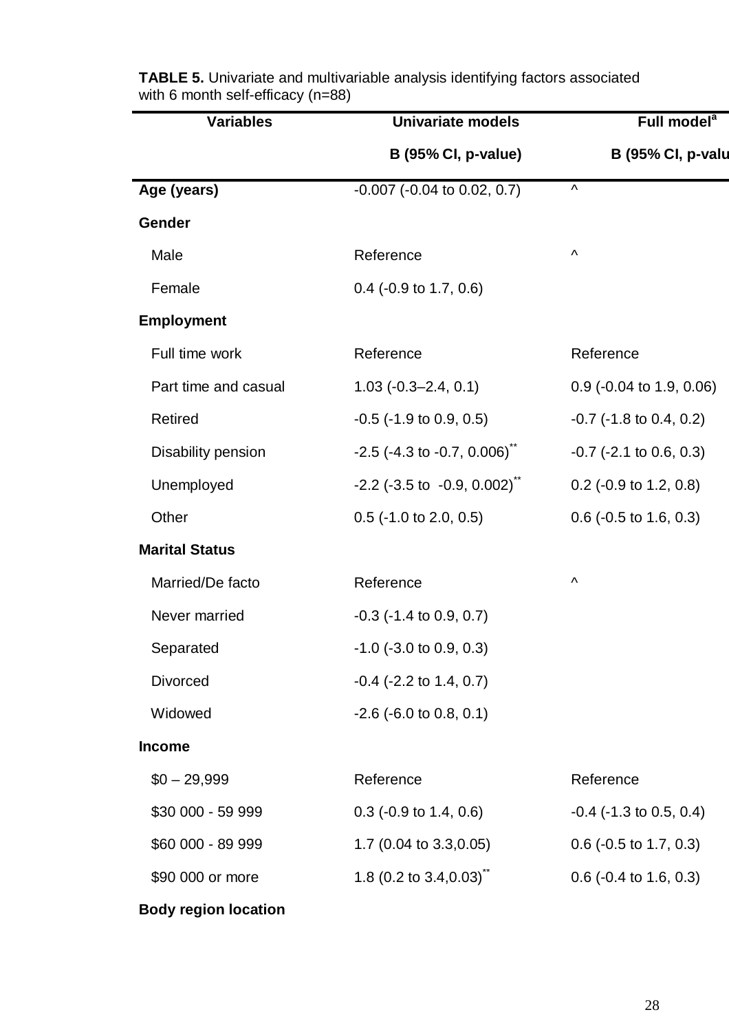**TABLE 5.** Univariate and multivariable analysis identifying factors associated with 6 month self-efficacy (n=88)

| Variables | Univariate models | Full model[a] |
|---|---|---|
| | B (95% CI, p-value) | B (95% CI, p-valu |
| **Age (years)** | -0.007 (-0.04 to 0.02, 0.7) | ^ |
| **Gender** | | |
| Male | Reference | ^ |
| Female | 0.4 (-0.9 to 1.7, 0.6) | |
| **Employment** | | |
| Full time work | Reference | Reference |
| Part time and casual | 1.03 (-0.3–2.4, 0.1) | 0.9 (-0.04 to 1.9, 0.06) |
| Retired | -0.5 (-1.9 to 0.9, 0.5) | -0.7 (-1.8 to 0.4, 0.2) |
| Disability pension | -2.5 (-4.3 to -0.7, 0.006)[**] | -0.7 (-2.1 to 0.6, 0.3) |
| Unemployed | -2.2 (-3.5 to -0.9, 0.002)[**] | 0.2 (-0.9 to 1.2, 0.8) |
| Other | 0.5 (-1.0 to 2.0, 0.5) | 0.6 (-0.5 to 1.6, 0.3) |
| **Marital Status** | | |
| Married/De facto | Reference | ^ |
| Never married | -0.3 (-1.4 to 0.9, 0.7) | |
| Separated | -1.0 (-3.0 to 0.9, 0.3) | |
| Divorced | -0.4 (-2.2 to 1.4, 0.7) | |
| Widowed | -2.6 (-6.0 to 0.8, 0.1) | |
| **Income** | | |
| $0 – 29,999 | Reference | Reference |
| $30 000 - 59 999 | 0.3 (-0.9 to 1.4, 0.6) | -0.4 (-1.3 to 0.5, 0.4) |
| $60 000 - 89 999 | 1.7 (0.04 to 3.3,0.05) | 0.6 (-0.5 to 1.7, 0.3) |
| $90 000 or more | 1.8 (0.2 to 3.4,0.03)[**] | 0.6 (-0.4 to 1.6, 0.3) |
| **Body region location** | | |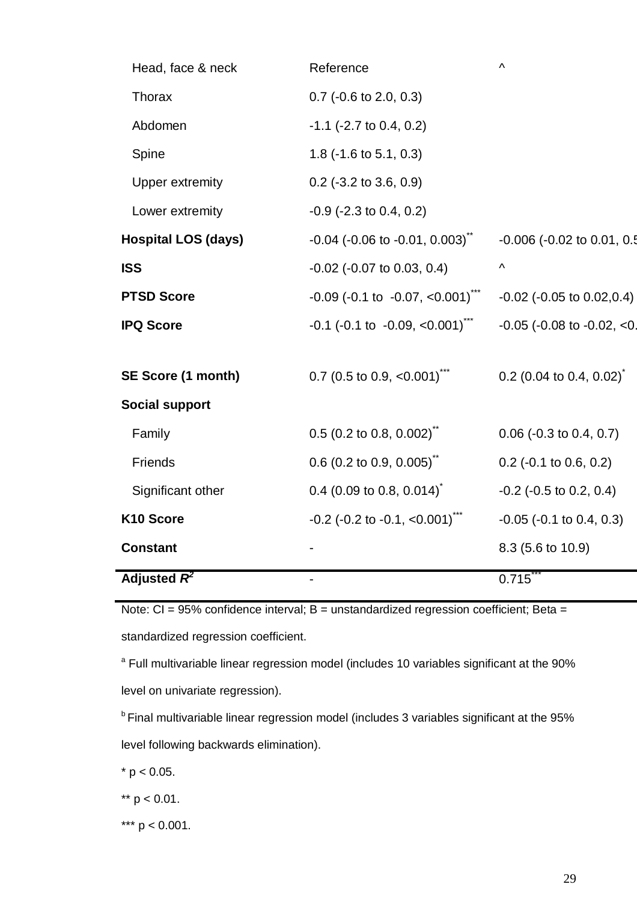| | | |
|---|---|---|
| Head, face & neck | Reference | ^ |
| Thorax | 0.7 (-0.6 to 2.0, 0.3) | |
| Abdomen | -1.1 (-2.7 to 0.4, 0.2) | |
| Spine | 1.8 (-1.6 to 5.1, 0.3) | |
| Upper extremity | 0.2 (-3.2 to 3.6, 0.9) | |
| Lower extremity | -0.9 (-2.3 to 0.4, 0.2) | |
| **Hospital LOS (days)** | -0.04 (-0.06 to -0.01, 0.003)** | -0.006 (-0.02 to 0.01, 0.5 |
| **ISS** | -0.02 (-0.07 to 0.03, 0.4) | ^ |
| **PTSD Score** | -0.09 (-0.1 to -0.07, <0.001)*** | -0.02 (-0.05 to 0.02,0.4) |
| **IPQ Score** | -0.1 (-0.1 to -0.09, <0.001)*** | -0.05 (-0.08 to -0.02, <0. |
| **SE Score (1 month)** | 0.7 (0.5 to 0.9, <0.001)*** | 0.2 (0.04 to 0.4, 0.02)* |
| **Social support** | | |
| Family | 0.5 (0.2 to 0.8, 0.002)** | 0.06 (-0.3 to 0.4, 0.7) |
| Friends | 0.6 (0.2 to 0.9, 0.005)** | 0.2 (-0.1 to 0.6, 0.2) |
| Significant other | 0.4 (0.09 to 0.8, 0.014)* | -0.2 (-0.5 to 0.2, 0.4) |
| **K10 Score** | -0.2 (-0.2 to -0.1, <0.001)*** | -0.05 (-0.1 to 0.4, 0.3) |
| **Constant** | - | 8.3 (5.6 to 10.9) |
| **Adjusted $R^2$** | - | 0.715*** |

Note: CI = 95% confidence interval; B = unstandardized regression coefficient; Beta = standardized regression coefficient.

[a] Full multivariable linear regression model (includes 10 variables significant at the 90% level on univariate regression).

[b] Final multivariable linear regression model (includes 3 variables significant at the 95% level following backwards elimination).

* $p < 0.05$.

** $p < 0.01$.

*** $p < 0.001$.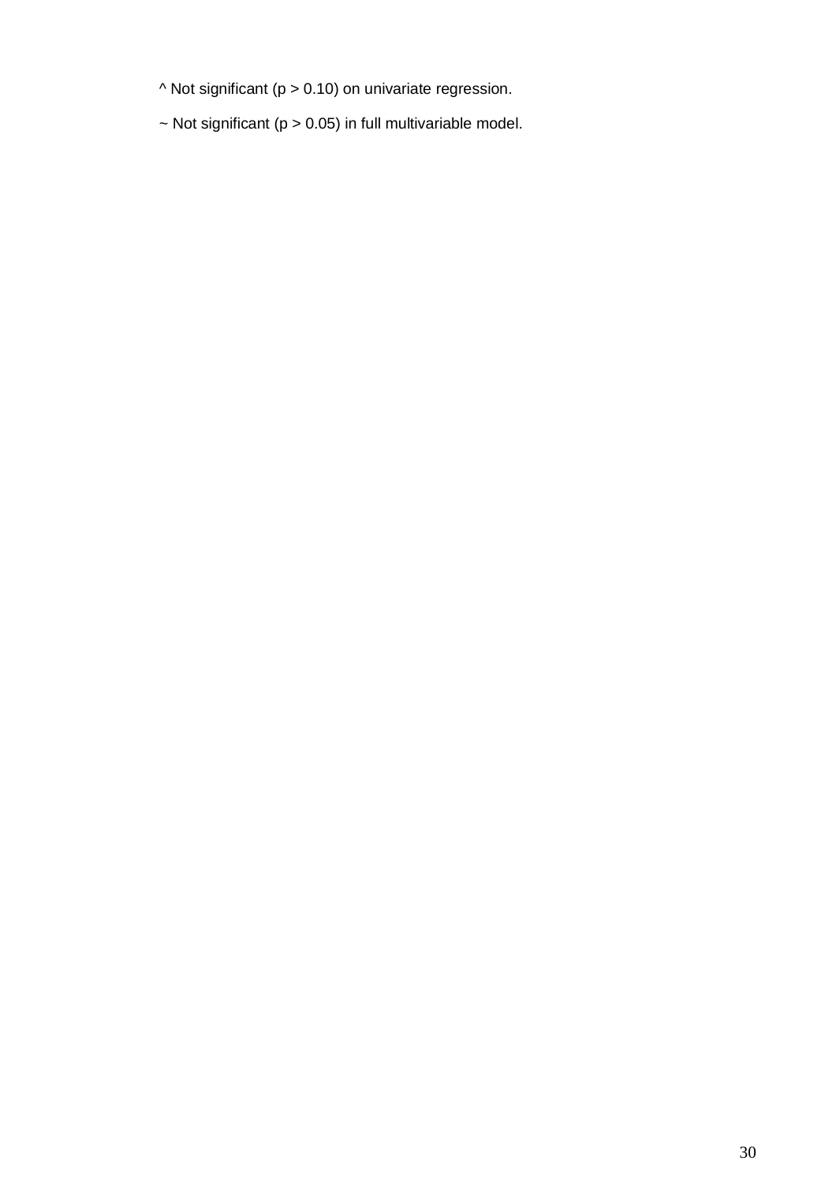^ Not significant ($p > 0.10$) on univariate regression.

~ Not significant ($p > 0.05$) in full multivariable model.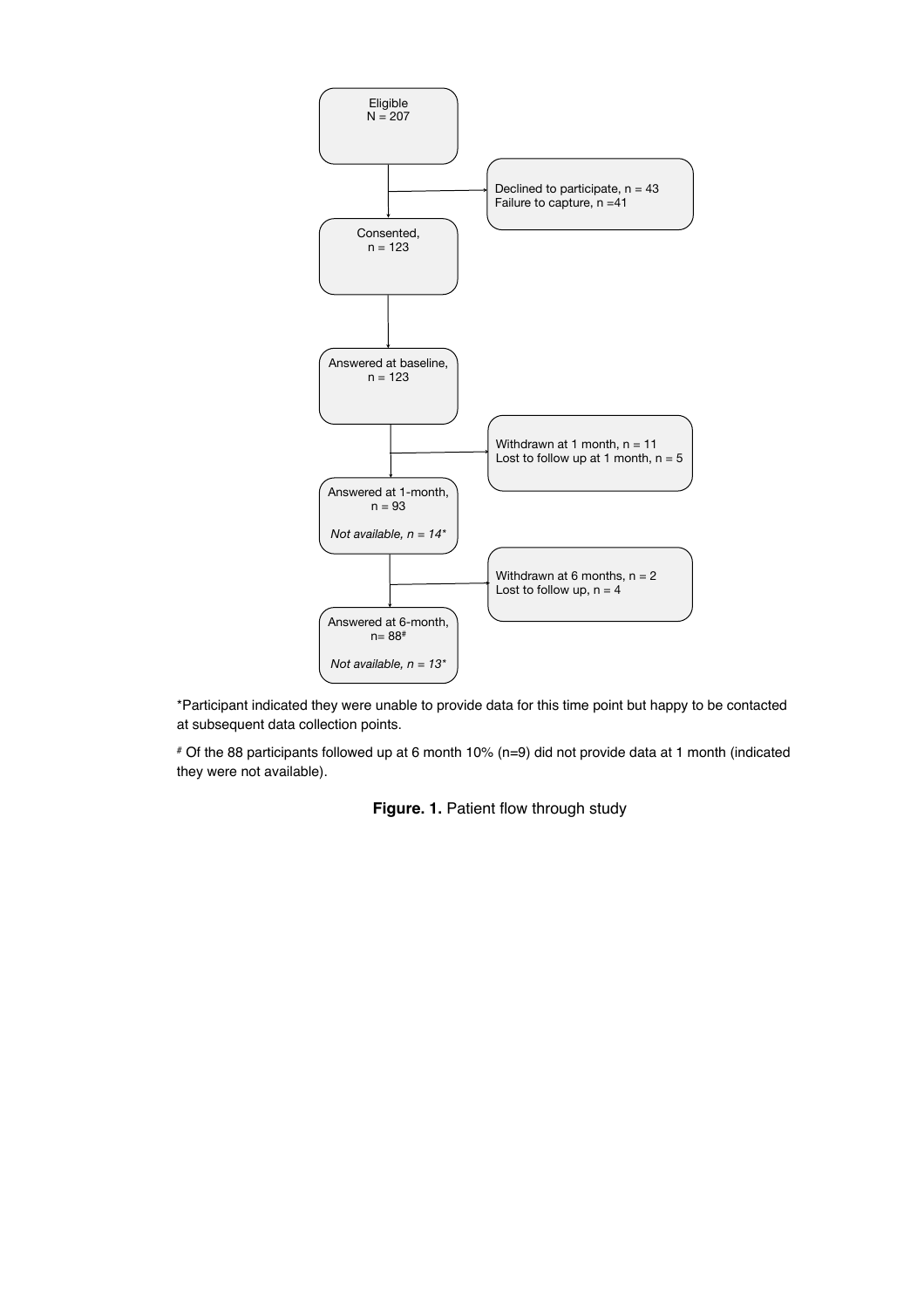Eligible
N = 207

Declined to participate, n = 43
Failure to capture, n =41

Consented,
n = 123

Answered at baseline,
n = 123

Withdrawn at 1 month, n = 11
Lost to follow up at 1 month, n = 5

Answered at 1-month,
n = 93

*Not available, n = 14**

Withdrawn at 6 months, n = 2
Lost to follow up, n = 4

Answered at 6-month,
n= 88#

*Not available, n = 13**

*Participant indicated they were unable to provide data for this time point but happy to be contacted at subsequent data collection points.

# Of the 88 participants followed up at 6 month 10% (n=9) did not provide data at 1 month (indicated they were not available).

**Figure. 1.** Patient flow through study